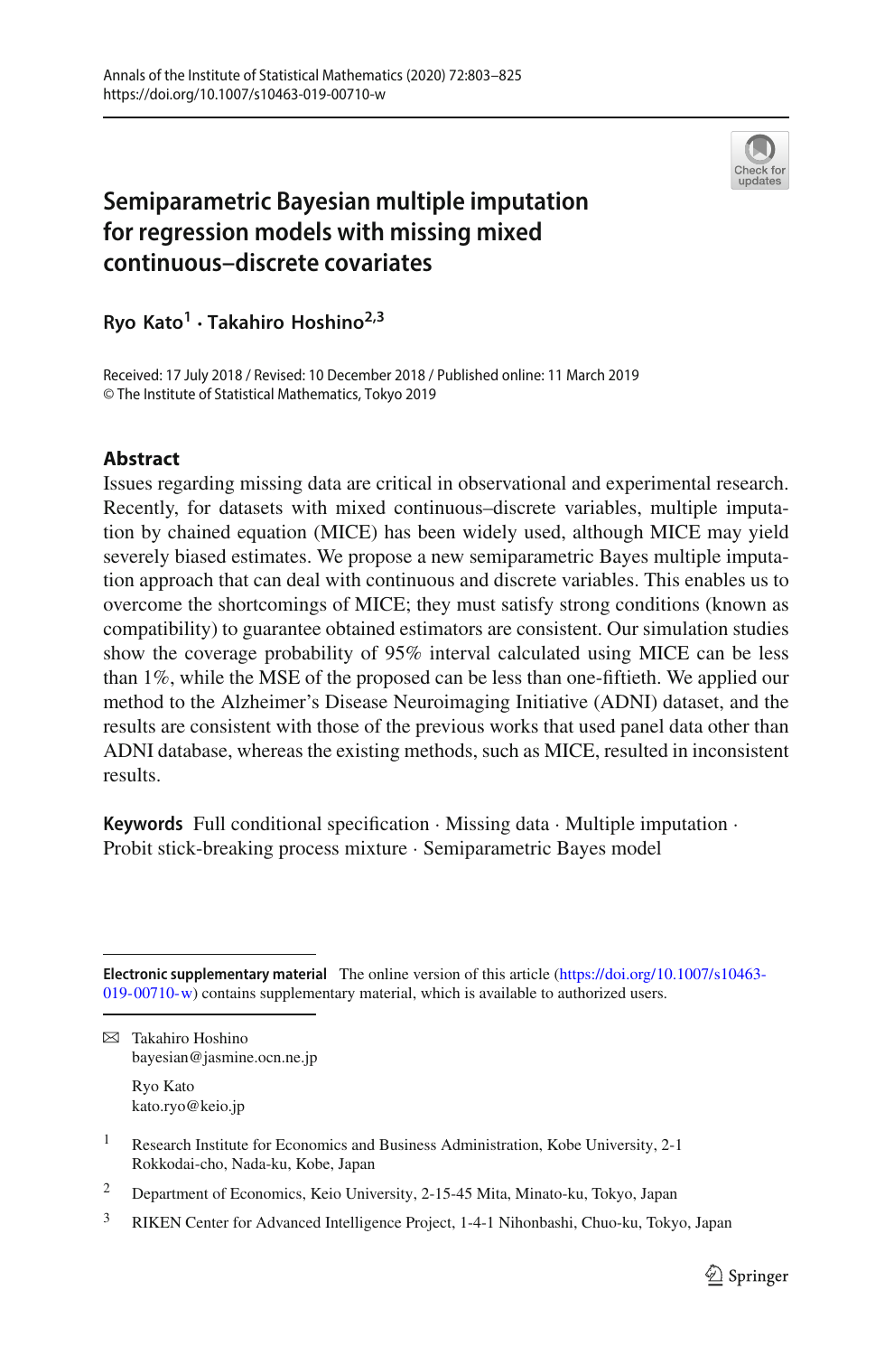# Semiparametric Bayesian multiple imputation for regression models with missing mixed continuous–discrete covariates

**Ryo Kato[1] · Takahiro Hoshino[2,3]**

Received: 17 July 2018 / Revised: 10 December 2018 / Published online: 11 March 2019
© The Institute of Statistical Mathematics, Tokyo 2019

## Abstract

Issues regarding missing data are critical in observational and experimental research. Recently, for datasets with mixed continuous–discrete variables, multiple imputation by chained equation (MICE) has been widely used, although MICE may yield severely biased estimates. We propose a new semiparametric Bayes multiple imputation approach that can deal with continuous and discrete variables. This enables us to overcome the shortcomings of MICE; they must satisfy strong conditions (known as compatibility) to guarantee obtained estimators are consistent. Our simulation studies show the coverage probability of 95% interval calculated using MICE can be less than 1%, while the MSE of the proposed can be less than one-fiftieth. We applied our method to the Alzheimer's Disease Neuroimaging Initiative (ADNI) dataset, and the results are consistent with those of the previous works that used panel data other than ADNI database, whereas the existing methods, such as MICE, resulted in inconsistent results.

**Keywords** Full conditional specification · Missing data · Multiple imputation · Probit stick-breaking process mixture · Semiparametric Bayes model

---

**Electronic supplementary material** The online version of this article (https://doi.org/10.1007/s10463-019-00710-w) contains supplementary material, which is available to authorized users.

✉ Takahiro Hoshino
bayesian@jasmine.ocn.ne.jp

Ryo Kato
kato.ryo@keio.jp

[1] Research Institute for Economics and Business Administration, Kobe University, 2-1 Rokkodai-cho, Nada-ku, Kobe, Japan

[2] Department of Economics, Keio University, 2-15-45 Mita, Minato-ku, Tokyo, Japan

[3] RIKEN Center for Advanced Intelligence Project, 1-4-1 Nihonbashi, Chuo-ku, Tokyo, Japan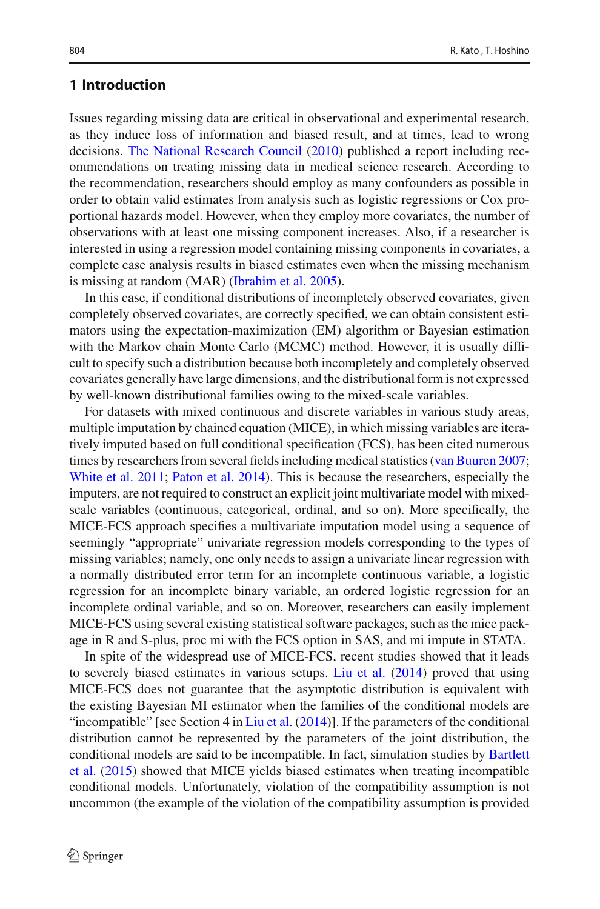## 1 Introduction

Issues regarding missing data are critical in observational and experimental research, as they induce loss of information and biased result, and at times, lead to wrong decisions. The National Research Council (2010) published a report including recommendations on treating missing data in medical science research. According to the recommendation, researchers should employ as many confounders as possible in order to obtain valid estimates from analysis such as logistic regressions or Cox proportional hazards model. However, when they employ more covariates, the number of observations with at least one missing component increases. Also, if a researcher is interested in using a regression model containing missing components in covariates, a complete case analysis results in biased estimates even when the missing mechanism is missing at random (MAR) (Ibrahim et al. 2005).

In this case, if conditional distributions of incompletely observed covariates, given completely observed covariates, are correctly specified, we can obtain consistent estimators using the expectation-maximization (EM) algorithm or Bayesian estimation with the Markov chain Monte Carlo (MCMC) method. However, it is usually difficult to specify such a distribution because both incompletely and completely observed covariates generally have large dimensions, and the distributional form is not expressed by well-known distributional families owing to the mixed-scale variables.

For datasets with mixed continuous and discrete variables in various study areas, multiple imputation by chained equation (MICE), in which missing variables are iteratively imputed based on full conditional specification (FCS), has been cited numerous times by researchers from several fields including medical statistics (van Buuren 2007; White et al. 2011; Paton et al. 2014). This is because the researchers, especially the imputers, are not required to construct an explicit joint multivariate model with mixed-scale variables (continuous, categorical, ordinal, and so on). More specifically, the MICE-FCS approach specifies a multivariate imputation model using a sequence of seemingly "appropriate" univariate regression models corresponding to the types of missing variables; namely, one only needs to assign a univariate linear regression with a normally distributed error term for an incomplete continuous variable, a logistic regression for an incomplete binary variable, an ordered logistic regression for an incomplete ordinal variable, and so on. Moreover, researchers can easily implement MICE-FCS using several existing statistical software packages, such as the mice package in R and S-plus, proc mi with the FCS option in SAS, and mi impute in STATA.

In spite of the widespread use of MICE-FCS, recent studies showed that it leads to severely biased estimates in various setups. Liu et al. (2014) proved that using MICE-FCS does not guarantee that the asymptotic distribution is equivalent with the existing Bayesian MI estimator when the families of the conditional models are "incompatible" [see Section 4 in Liu et al. (2014)]. If the parameters of the conditional distribution cannot be represented by the parameters of the joint distribution, the conditional models are said to be incompatible. In fact, simulation studies by Bartlett et al. (2015) showed that MICE yields biased estimates when treating incompatible conditional models. Unfortunately, violation of the compatibility assumption is not uncommon (the example of the violation of the compatibility assumption is provided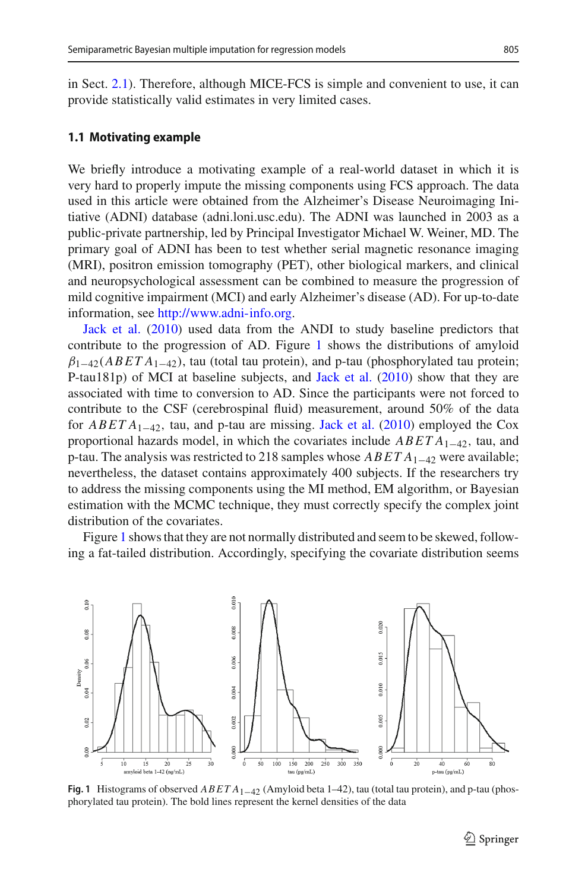in Sect. 2.1). Therefore, although MICE-FCS is simple and convenient to use, it can provide statistically valid estimates in very limited cases.

### 1.1 Motivating example

We briefly introduce a motivating example of a real-world dataset in which it is very hard to properly impute the missing components using FCS approach. The data used in this article were obtained from the Alzheimer's Disease Neuroimaging Initiative (ADNI) database (adni.loni.usc.edu). The ADNI was launched in 2003 as a public-private partnership, led by Principal Investigator Michael W. Weiner, MD. The primary goal of ADNI has been to test whether serial magnetic resonance imaging (MRI), positron emission tomography (PET), other biological markers, and clinical and neuropsychological assessment can be combined to measure the progression of mild cognitive impairment (MCI) and early Alzheimer's disease (AD). For up-to-date information, see http://www.adni-info.org.

Jack et al. (2010) used data from the ANDI to study baseline predictors that contribute to the progression of AD. Figure 1 shows the distributions of amyloid $\beta_{1-42}(ABETA_{1-42})$, tau (total tau protein), and p-tau (phosphorylated tau protein; P-tau181p) of MCI at baseline subjects, and Jack et al. (2010) show that they are associated with time to conversion to AD. Since the participants were not forced to contribute to the CSF (cerebrospinal fluid) measurement, around 50% of the data for $ABETA_{1-42}$, tau, and p-tau are missing. Jack et al. (2010) employed the Cox proportional hazards model, in which the covariates include $ABETA_{1-42}$, tau, and p-tau. The analysis was restricted to 218 samples whose $ABETA_{1-42}$ were available; nevertheless, the dataset contains approximately 400 subjects. If the researchers try to address the missing components using the MI method, EM algorithm, or Bayesian estimation with the MCMC technique, they must correctly specify the complex joint distribution of the covariates.

Figure 1 shows that they are not normally distributed and seem to be skewed, following a fat-tailed distribution. Accordingly, specifying the covariate distribution seems

**Fig. 1** Histograms of observed $ABETA_{1-42}$ (Amyloid beta 1–42), tau (total tau protein), and p-tau (phosphorylated tau protein). The bold lines represent the kernel densities of the data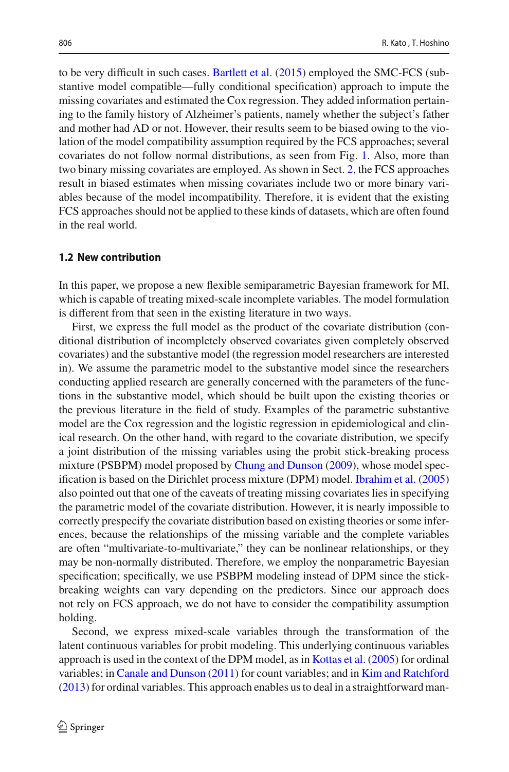to be very difficult in such cases. Bartlett et al. (2015) employed the SMC-FCS (substantive model compatible—fully conditional specification) approach to impute the missing covariates and estimated the Cox regression. They added information pertaining to the family history of Alzheimer's patients, namely whether the subject's father and mother had AD or not. However, their results seem to be biased owing to the violation of the model compatibility assumption required by the FCS approaches; several covariates do not follow normal distributions, as seen from Fig. 1. Also, more than two binary missing covariates are employed. As shown in Sect. 2, the FCS approaches result in biased estimates when missing covariates include two or more binary variables because of the model incompatibility. Therefore, it is evident that the existing FCS approaches should not be applied to these kinds of datasets, which are often found in the real world.

### 1.2 New contribution

In this paper, we propose a new flexible semiparametric Bayesian framework for MI, which is capable of treating mixed-scale incomplete variables. The model formulation is different from that seen in the existing literature in two ways.

First, we express the full model as the product of the covariate distribution (conditional distribution of incompletely observed covariates given completely observed covariates) and the substantive model (the regression model researchers are interested in). We assume the parametric model to the substantive model since the researchers conducting applied research are generally concerned with the parameters of the functions in the substantive model, which should be built upon the existing theories or the previous literature in the field of study. Examples of the parametric substantive model are the Cox regression and the logistic regression in epidemiological and clinical research. On the other hand, with regard to the covariate distribution, we specify a joint distribution of the missing variables using the probit stick-breaking process mixture (PSBPM) model proposed by Chung and Dunson (2009), whose model specification is based on the Dirichlet process mixture (DPM) model. Ibrahim et al. (2005) also pointed out that one of the caveats of treating missing covariates lies in specifying the parametric model of the covariate distribution. However, it is nearly impossible to correctly prespecify the covariate distribution based on existing theories or some inferences, because the relationships of the missing variable and the complete variables are often "multivariate-to-multivariate," they can be nonlinear relationships, or they may be non-normally distributed. Therefore, we employ the nonparametric Bayesian specification; specifically, we use PSBPM modeling instead of DPM since the stick-breaking weights can vary depending on the predictors. Since our approach does not rely on FCS approach, we do not have to consider the compatibility assumption holding.

Second, we express mixed-scale variables through the transformation of the latent continuous variables for probit modeling. This underlying continuous variables approach is used in the context of the DPM model, as in Kottas et al. (2005) for ordinal variables; in Canale and Dunson (2011) for count variables; and in Kim and Ratchford (2013) for ordinal variables. This approach enables us to deal in a straightforward man-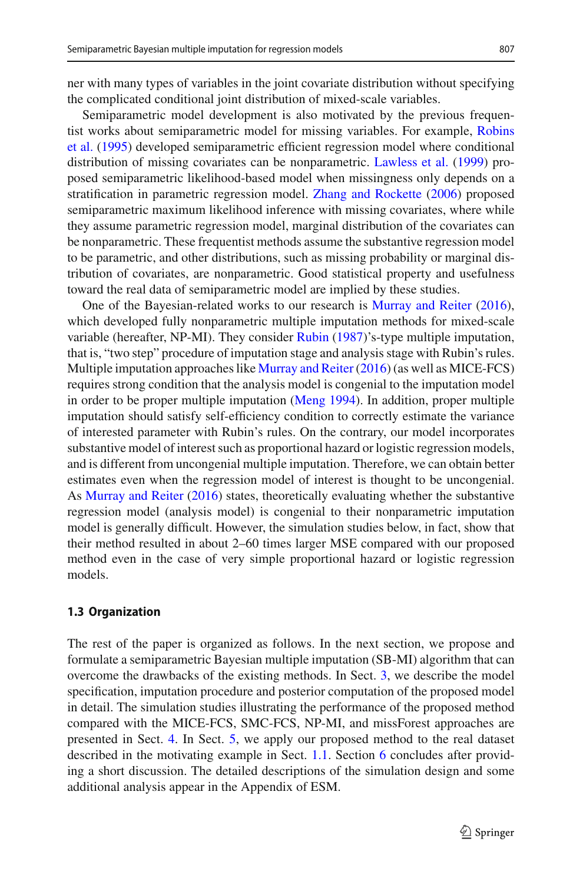ner with many types of variables in the joint covariate distribution without specifying the complicated conditional joint distribution of mixed-scale variables.

Semiparametric model development is also motivated by the previous frequentist works about semiparametric model for missing variables. For example, Robins et al. (1995) developed semiparametric efficient regression model where conditional distribution of missing covariates can be nonparametric. Lawless et al. (1999) proposed semiparametric likelihood-based model when missingness only depends on a stratification in parametric regression model. Zhang and Rockette (2006) proposed semiparametric maximum likelihood inference with missing covariates, where while they assume parametric regression model, marginal distribution of the covariates can be nonparametric. These frequentist methods assume the substantive regression model to be parametric, and other distributions, such as missing probability or marginal distribution of covariates, are nonparametric. Good statistical property and usefulness toward the real data of semiparametric model are implied by these studies.

One of the Bayesian-related works to our research is Murray and Reiter (2016), which developed fully nonparametric multiple imputation methods for mixed-scale variable (hereafter, NP-MI). They consider Rubin (1987)'s-type multiple imputation, that is, "two step" procedure of imputation stage and analysis stage with Rubin's rules. Multiple imputation approaches like Murray and Reiter (2016) (as well as MICE-FCS) requires strong condition that the analysis model is congenial to the imputation model in order to be proper multiple imputation (Meng 1994). In addition, proper multiple imputation should satisfy self-efficiency condition to correctly estimate the variance of interested parameter with Rubin's rules. On the contrary, our model incorporates substantive model of interest such as proportional hazard or logistic regression models, and is different from uncongenial multiple imputation. Therefore, we can obtain better estimates even when the regression model of interest is thought to be uncongenial. As Murray and Reiter (2016) states, theoretically evaluating whether the substantive regression model (analysis model) is congenial to their nonparametric imputation model is generally difficult. However, the simulation studies below, in fact, show that their method resulted in about 2–60 times larger MSE compared with our proposed method even in the case of very simple proportional hazard or logistic regression models.

### 1.3 Organization

The rest of the paper is organized as follows. In the next section, we propose and formulate a semiparametric Bayesian multiple imputation (SB-MI) algorithm that can overcome the drawbacks of the existing methods. In Sect. 3, we describe the model specification, imputation procedure and posterior computation of the proposed model in detail. The simulation studies illustrating the performance of the proposed method compared with the MICE-FCS, SMC-FCS, NP-MI, and missForest approaches are presented in Sect. 4. In Sect. 5, we apply our proposed method to the real dataset described in the motivating example in Sect. 1.1. Section 6 concludes after providing a short discussion. The detailed descriptions of the simulation design and some additional analysis appear in the Appendix of ESM.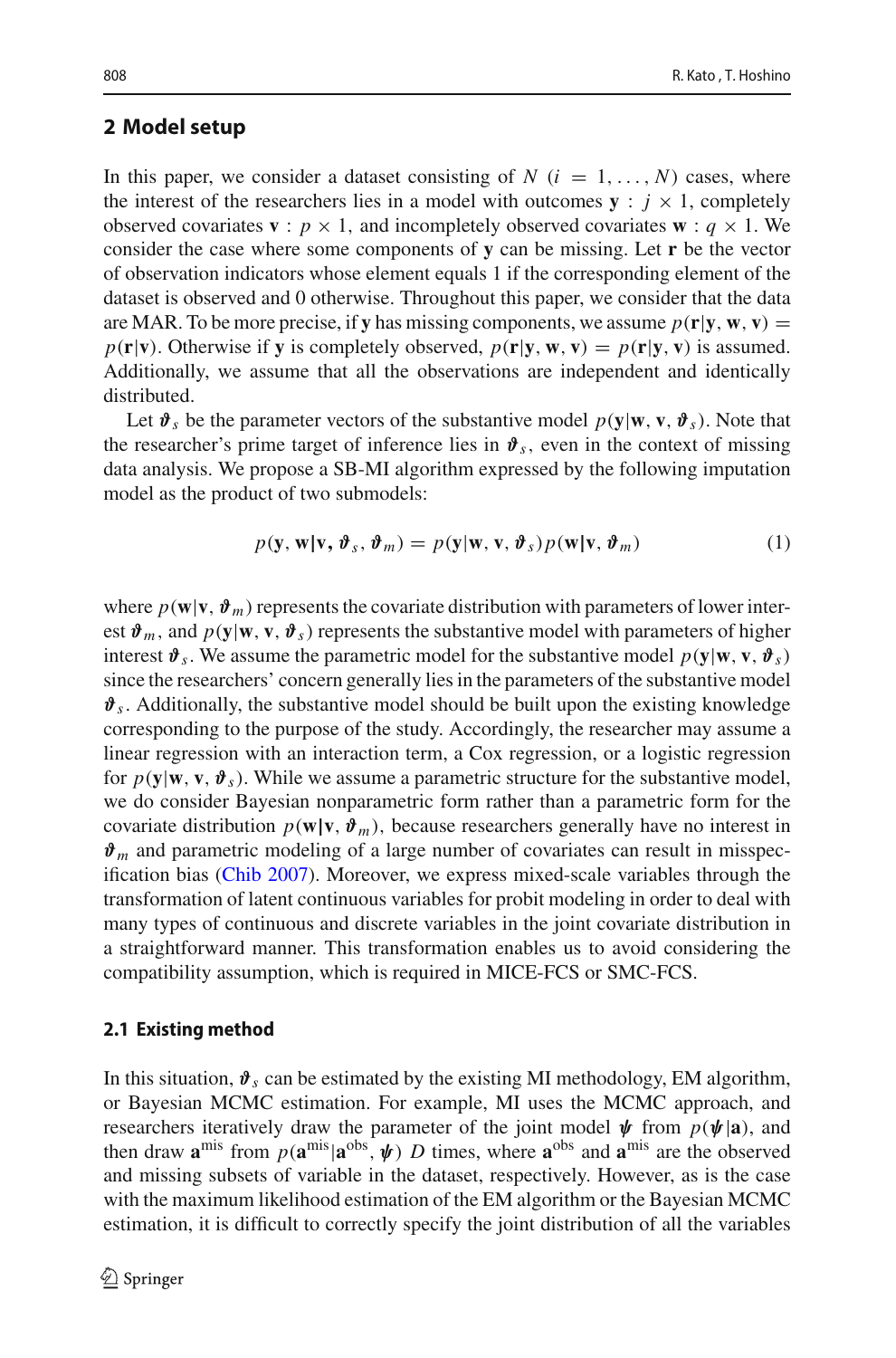## 2 Model setup

In this paper, we consider a dataset consisting of $N$ $(i = 1, \ldots, N)$ cases, where the interest of the researchers lies in a model with outcomes $\mathbf{y} : j \times 1$, completely observed covariates $\mathbf{v} : p \times 1$, and incompletely observed covariates $\mathbf{w} : q \times 1$. We consider the case where some components of $\mathbf{y}$ can be missing. Let $\mathbf{r}$ be the vector of observation indicators whose element equals 1 if the corresponding element of the dataset is observed and 0 otherwise. Throughout this paper, we consider that the data are MAR. To be more precise, if $\mathbf{y}$ has missing components, we assume $p(\mathbf{r}|\mathbf{y}, \mathbf{w}, \mathbf{v}) = p(\mathbf{r}|\mathbf{v})$. Otherwise if $\mathbf{y}$ is completely observed, $p(\mathbf{r}|\mathbf{y}, \mathbf{w}, \mathbf{v}) = p(\mathbf{r}|\mathbf{y}, \mathbf{v})$ is assumed. Additionally, we assume that all the observations are independent and identically distributed.

Let $\boldsymbol{\vartheta}_s$ be the parameter vectors of the substantive model $p(\mathbf{y}|\mathbf{w}, \mathbf{v}, \boldsymbol{\vartheta}_s)$. Note that the researcher's prime target of inference lies in $\boldsymbol{\vartheta}_s$, even in the context of missing data analysis. We propose a SB-MI algorithm expressed by the following imputation model as the product of two submodels:

$$p(\mathbf{y}, \mathbf{w}|\mathbf{v}, \boldsymbol{\vartheta}_s, \boldsymbol{\vartheta}_m) = p(\mathbf{y}|\mathbf{w}, \mathbf{v}, \boldsymbol{\vartheta}_s)p(\mathbf{w}|\mathbf{v}, \boldsymbol{\vartheta}_m) \tag{1}$$

where $p(\mathbf{w}|\mathbf{v}, \boldsymbol{\vartheta}_m)$ represents the covariate distribution with parameters of lower interest $\boldsymbol{\vartheta}_m$, and $p(\mathbf{y}|\mathbf{w}, \mathbf{v}, \boldsymbol{\vartheta}_s)$ represents the substantive model with parameters of higher interest $\boldsymbol{\vartheta}_s$. We assume the parametric model for the substantive model $p(\mathbf{y}|\mathbf{w}, \mathbf{v}, \boldsymbol{\vartheta}_s)$ since the researchers' concern generally lies in the parameters of the substantive model $\boldsymbol{\vartheta}_s$. Additionally, the substantive model should be built upon the existing knowledge corresponding to the purpose of the study. Accordingly, the researcher may assume a linear regression with an interaction term, a Cox regression, or a logistic regression for $p(\mathbf{y}|\mathbf{w}, \mathbf{v}, \boldsymbol{\vartheta}_s)$. While we assume a parametric structure for the substantive model, we do consider Bayesian nonparametric form rather than a parametric form for the covariate distribution $p(\mathbf{w}|\mathbf{v}, \boldsymbol{\vartheta}_m)$, because researchers generally have no interest in $\boldsymbol{\vartheta}_m$ and parametric modeling of a large number of covariates can result in misspecification bias (Chib 2007). Moreover, we express mixed-scale variables through the transformation of latent continuous variables for probit modeling in order to deal with many types of continuous and discrete variables in the joint covariate distribution in a straightforward manner. This transformation enables us to avoid considering the compatibility assumption, which is required in MICE-FCS or SMC-FCS.

### 2.1 Existing method

In this situation, $\boldsymbol{\vartheta}_s$ can be estimated by the existing MI methodology, EM algorithm, or Bayesian MCMC estimation. For example, MI uses the MCMC approach, and researchers iteratively draw the parameter of the joint model $\boldsymbol{\psi}$ from $p(\boldsymbol{\psi}|\mathbf{a})$, and then draw $\mathbf{a}^{\text{mis}}$ from $p(\mathbf{a}^{\text{mis}}|\mathbf{a}^{\text{obs}}, \boldsymbol{\psi})$ $D$ times, where $\mathbf{a}^{\text{obs}}$ and $\mathbf{a}^{\text{mis}}$ are the observed and missing subsets of variable in the dataset, respectively. However, as is the case with the maximum likelihood estimation of the EM algorithm or the Bayesian MCMC estimation, it is difficult to correctly specify the joint distribution of all the variables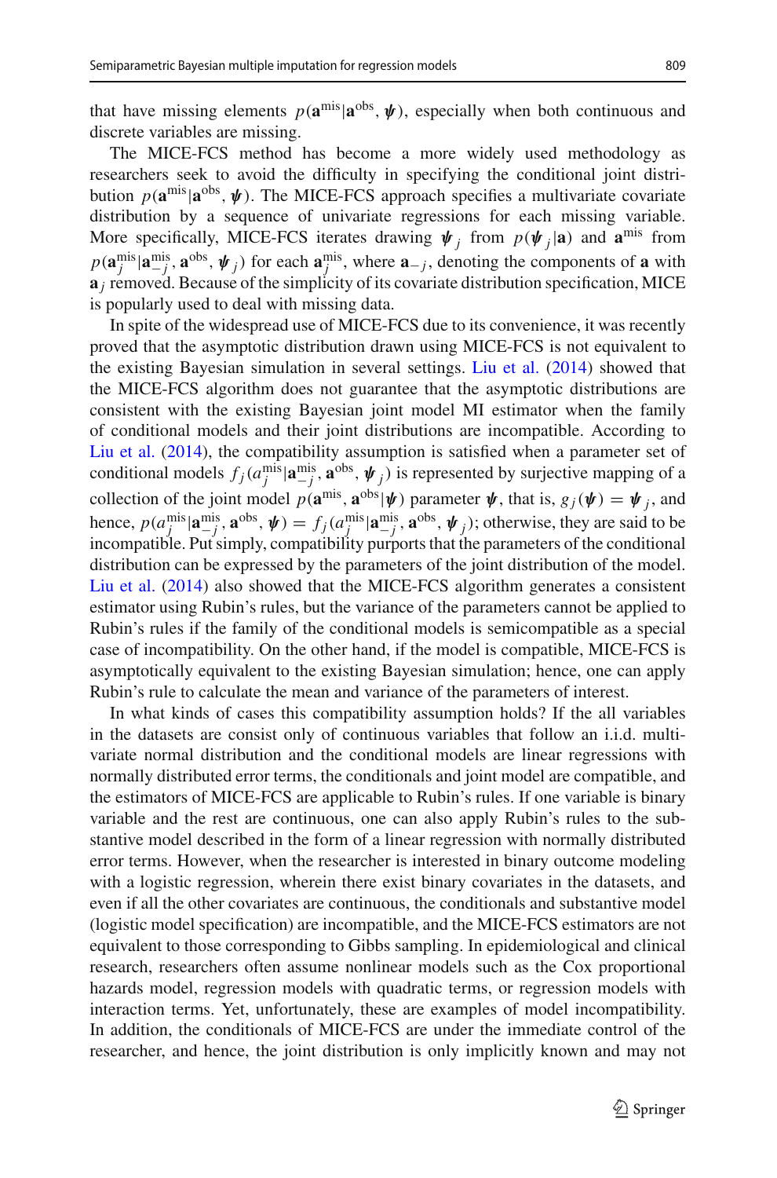that have missing elements $p(\mathbf{a}^{\text{mis}}|\mathbf{a}^{\text{obs}}, \boldsymbol{\psi})$, especially when both continuous and discrete variables are missing.

The MICE-FCS method has become a more widely used methodology as researchers seek to avoid the difficulty in specifying the conditional joint distribution $p(\mathbf{a}^{\text{mis}}|\mathbf{a}^{\text{obs}}, \boldsymbol{\psi})$. The MICE-FCS approach specifies a multivariate covariate distribution by a sequence of univariate regressions for each missing variable. More specifically, MICE-FCS iterates drawing $\boldsymbol{\psi}_j$ from $p(\boldsymbol{\psi}_j|\mathbf{a})$ and $\mathbf{a}^{\text{mis}}$ from $p(\mathbf{a}_j^{\text{mis}}|\mathbf{a}_{-j}^{\text{mis}}, \mathbf{a}^{\text{obs}}, \boldsymbol{\psi}_j)$ for each $\mathbf{a}_j^{\text{mis}}$, where $\mathbf{a}_{-j}$, denoting the components of $\mathbf{a}$ with $\mathbf{a}_j$ removed. Because of the simplicity of its covariate distribution specification, MICE is popularly used to deal with missing data.

In spite of the widespread use of MICE-FCS due to its convenience, it was recently proved that the asymptotic distribution drawn using MICE-FCS is not equivalent to the existing Bayesian simulation in several settings. Liu et al. (2014) showed that the MICE-FCS algorithm does not guarantee that the asymptotic distributions are consistent with the existing Bayesian joint model MI estimator when the family of conditional models and their joint distributions are incompatible. According to Liu et al. (2014), the compatibility assumption is satisfied when a parameter set of conditional models $f_j(a_j^{\text{mis}}|\mathbf{a}_{-j}^{\text{mis}}, \mathbf{a}^{\text{obs}}, \boldsymbol{\psi}_j)$ is represented by surjective mapping of a collection of the joint model $p(\mathbf{a}^{\text{mis}}, \mathbf{a}^{\text{obs}}|\boldsymbol{\psi})$ parameter $\boldsymbol{\psi}$, that is, $g_j(\boldsymbol{\psi}) = \boldsymbol{\psi}_j$, and hence, $p(a_j^{\text{mis}}|\mathbf{a}_{-j}^{\text{mis}}, \mathbf{a}^{\text{obs}}, \boldsymbol{\psi}) = f_j(a_j^{\text{mis}}|\mathbf{a}_{-j}^{\text{mis}}, \mathbf{a}^{\text{obs}}, \boldsymbol{\psi}_j)$; otherwise, they are said to be incompatible. Put simply, compatibility purports that the parameters of the conditional distribution can be expressed by the parameters of the joint distribution of the model. Liu et al. (2014) also showed that the MICE-FCS algorithm generates a consistent estimator using Rubin's rules, but the variance of the parameters cannot be applied to Rubin's rules if the family of the conditional models is semicompatible as a special case of incompatibility. On the other hand, if the model is compatible, MICE-FCS is asymptotically equivalent to the existing Bayesian simulation; hence, one can apply Rubin's rule to calculate the mean and variance of the parameters of interest.

In what kinds of cases this compatibility assumption holds? If the all variables in the datasets are consist only of continuous variables that follow an i.i.d. multivariate normal distribution and the conditional models are linear regressions with normally distributed error terms, the conditionals and joint model are compatible, and the estimators of MICE-FCS are applicable to Rubin's rules. If one variable is binary variable and the rest are continuous, one can also apply Rubin's rules to the substantive model described in the form of a linear regression with normally distributed error terms. However, when the researcher is interested in binary outcome modeling with a logistic regression, wherein there exist binary covariates in the datasets, and even if all the other covariates are continuous, the conditionals and substantive model (logistic model specification) are incompatible, and the MICE-FCS estimators are not equivalent to those corresponding to Gibbs sampling. In epidemiological and clinical research, researchers often assume nonlinear models such as the Cox proportional hazards model, regression models with quadratic terms, or regression models with interaction terms. Yet, unfortunately, these are examples of model incompatibility. In addition, the conditionals of MICE-FCS are under the immediate control of the researcher, and hence, the joint distribution is only implicitly known and may not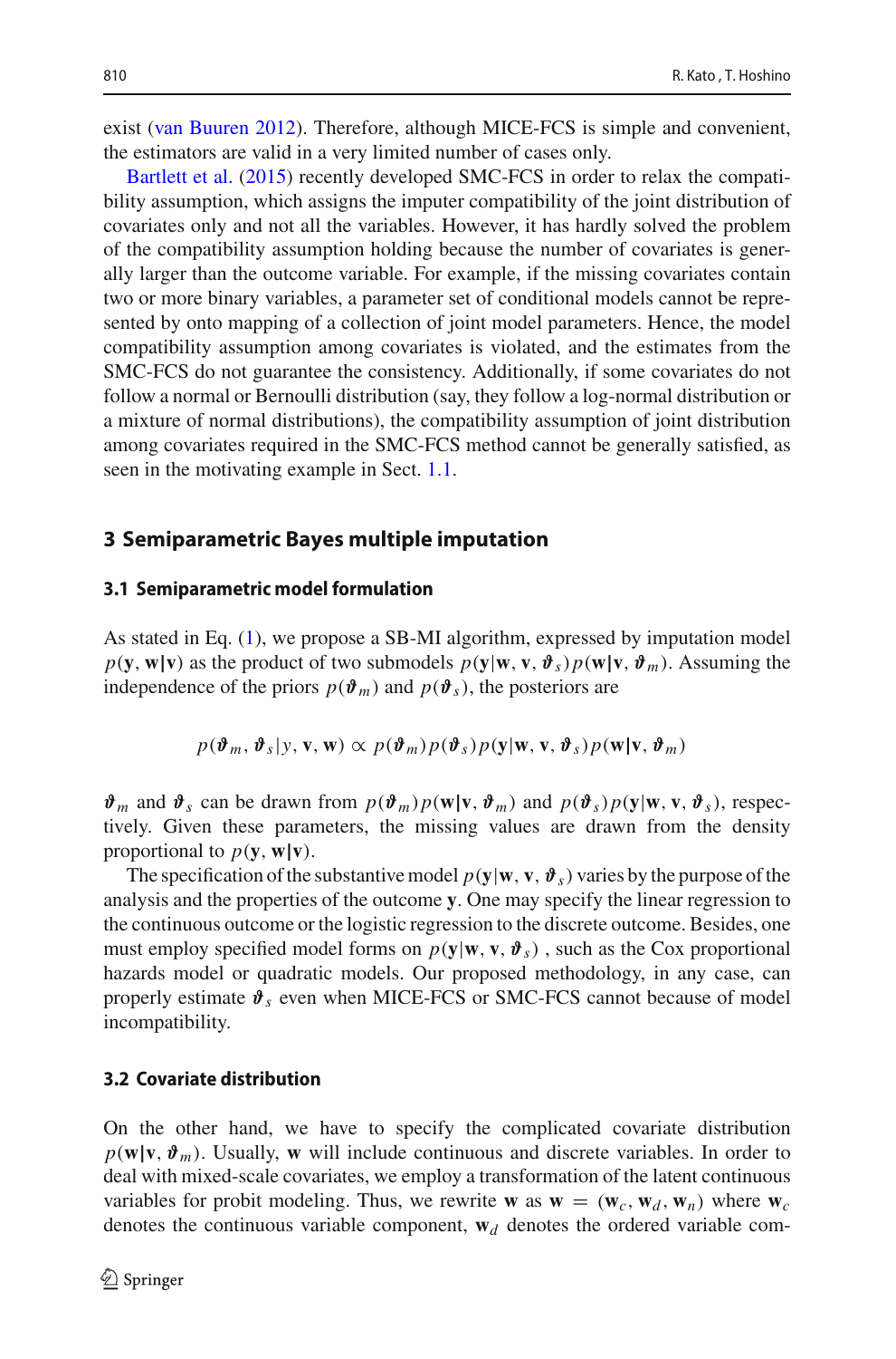exist (van Buuren 2012). Therefore, although MICE-FCS is simple and convenient, the estimators are valid in a very limited number of cases only.

Bartlett et al. (2015) recently developed SMC-FCS in order to relax the compatibility assumption, which assigns the imputer compatibility of the joint distribution of covariates only and not all the variables. However, it has hardly solved the problem of the compatibility assumption holding because the number of covariates is generally larger than the outcome variable. For example, if the missing covariates contain two or more binary variables, a parameter set of conditional models cannot be represented by onto mapping of a collection of joint model parameters. Hence, the model compatibility assumption among covariates is violated, and the estimates from the SMC-FCS do not guarantee the consistency. Additionally, if some covariates do not follow a normal or Bernoulli distribution (say, they follow a log-normal distribution or a mixture of normal distributions), the compatibility assumption of joint distribution among covariates required in the SMC-FCS method cannot be generally satisfied, as seen in the motivating example in Sect. 1.1.

## 3 Semiparametric Bayes multiple imputation

### 3.1 Semiparametric model formulation

As stated in Eq. (1), we propose a SB-MI algorithm, expressed by imputation model $p(\mathbf{y}, \mathbf{w}|\mathbf{v})$ as the product of two submodels $p(\mathbf{y}|\mathbf{w}, \mathbf{v}, \boldsymbol{\vartheta}_s)p(\mathbf{w}|\mathbf{v}, \boldsymbol{\vartheta}_m)$. Assuming the independence of the priors $p(\boldsymbol{\vartheta}_m)$ and $p(\boldsymbol{\vartheta}_s)$, the posteriors are

$$p(\boldsymbol{\vartheta}_m, \boldsymbol{\vartheta}_s|y, \mathbf{v}, \mathbf{w}) \propto p(\boldsymbol{\vartheta}_m)p(\boldsymbol{\vartheta}_s)p(\mathbf{y}|\mathbf{w}, \mathbf{v}, \boldsymbol{\vartheta}_s)p(\mathbf{w}|\mathbf{v}, \boldsymbol{\vartheta}_m)$$

$\boldsymbol{\vartheta}_m$ and $\boldsymbol{\vartheta}_s$ can be drawn from $p(\boldsymbol{\vartheta}_m)p(\mathbf{w}|\mathbf{v}, \boldsymbol{\vartheta}_m)$ and $p(\boldsymbol{\vartheta}_s)p(\mathbf{y}|\mathbf{w}, \mathbf{v}, \boldsymbol{\vartheta}_s)$, respectively. Given these parameters, the missing values are drawn from the density proportional to $p(\mathbf{y}, \mathbf{w}|\mathbf{v})$.

The specification of the substantive model $p(\mathbf{y}|\mathbf{w}, \mathbf{v}, \boldsymbol{\vartheta}_s)$ varies by the purpose of the analysis and the properties of the outcome $\mathbf{y}$. One may specify the linear regression to the continuous outcome or the logistic regression to the discrete outcome. Besides, one must employ specified model forms on $p(\mathbf{y}|\mathbf{w}, \mathbf{v}, \boldsymbol{\vartheta}_s)$ , such as the Cox proportional hazards model or quadratic models. Our proposed methodology, in any case, can properly estimate $\boldsymbol{\vartheta}_s$ even when MICE-FCS or SMC-FCS cannot because of model incompatibility.

### 3.2 Covariate distribution

On the other hand, we have to specify the complicated covariate distribution $p(\mathbf{w}|\mathbf{v}, \boldsymbol{\vartheta}_m)$. Usually, $\mathbf{w}$ will include continuous and discrete variables. In order to deal with mixed-scale covariates, we employ a transformation of the latent continuous variables for probit modeling. Thus, we rewrite $\mathbf{w}$ as $\mathbf{w} = (\mathbf{w}_c, \mathbf{w}_d, \mathbf{w}_n)$ where $\mathbf{w}_c$ denotes the continuous variable component, $\mathbf{w}_d$ denotes the ordered variable com-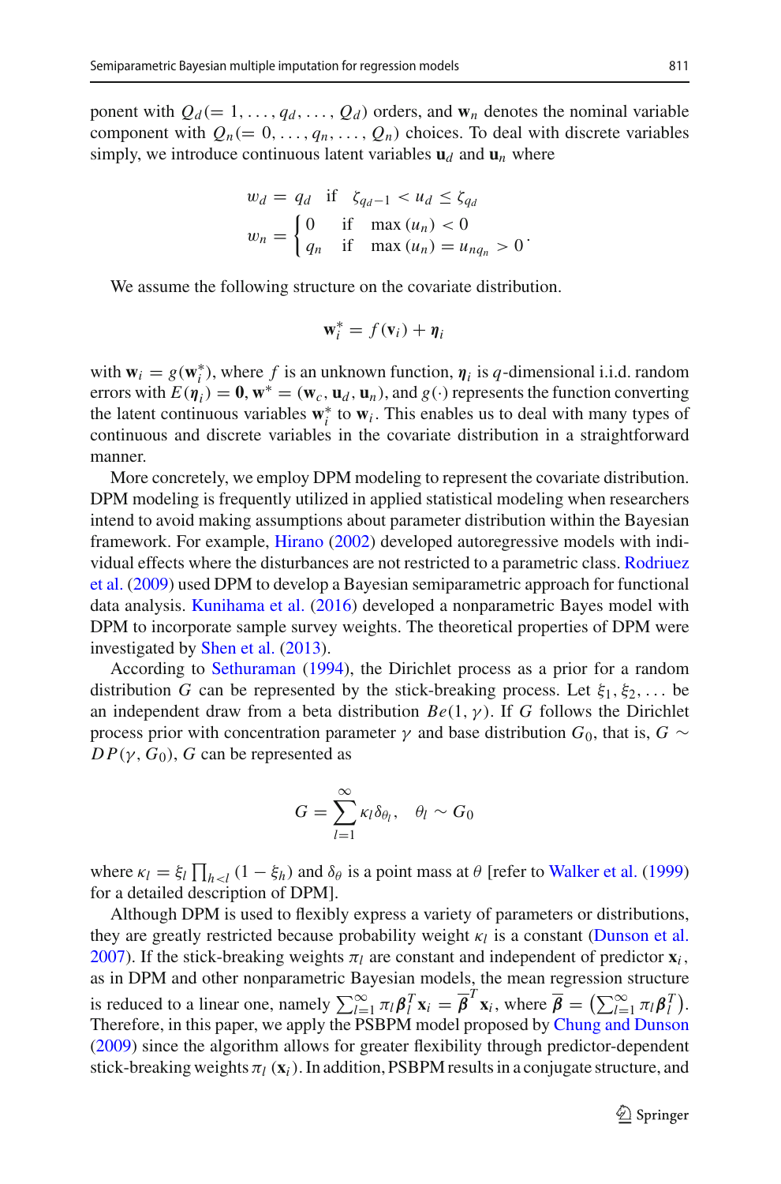ponent with $Q_d(= 1, \ldots, q_d, \ldots, Q_d)$ orders, and $\mathbf{w}_n$ denotes the nominal variable component with $Q_n(= 0, \ldots, q_n, \ldots, Q_n)$ choices. To deal with discrete variables simply, we introduce continuous latent variables $\mathbf{u}_d$ and $\mathbf{u}_n$ where

$$
\begin{aligned}
w_d &= q_d \quad \text{if} \quad \zeta_{q_d - 1} < u_d \leq \zeta_{q_d} \\
w_n &= \begin{cases} 0 & \text{if} \quad \max(u_n) < 0 \\ q_n & \text{if} \quad \max(u_n) = u_{nq_n} > 0 \end{cases}.
\end{aligned}
$$

We assume the following structure on the covariate distribution.

$$
\mathbf{w}_i^* = f(\mathbf{v}_i) + \boldsymbol{\eta}_i
$$

with $\mathbf{w}_i = g(\mathbf{w}_i^*)$, where $f$ is an unknown function, $\boldsymbol{\eta}_i$ is $q$-dimensional i.i.d. random errors with $E(\boldsymbol{\eta}_i) = \mathbf{0}$, $\mathbf{w}^* = (\mathbf{w}_c, \mathbf{u}_d, \mathbf{u}_n)$, and $g(\cdot)$ represents the function converting the latent continuous variables $\mathbf{w}_i^*$ to $\mathbf{w}_i$. This enables us to deal with many types of continuous and discrete variables in the covariate distribution in a straightforward manner.

More concretely, we employ DPM modeling to represent the covariate distribution. DPM modeling is frequently utilized in applied statistical modeling when researchers intend to avoid making assumptions about parameter distribution within the Bayesian framework. For example, Hirano (2002) developed autoregressive models with individual effects where the disturbances are not restricted to a parametric class. Rodriuez et al. (2009) used DPM to develop a Bayesian semiparametric approach for functional data analysis. Kunihama et al. (2016) developed a nonparametric Bayes model with DPM to incorporate sample survey weights. The theoretical properties of DPM were investigated by Shen et al. (2013).

According to Sethuraman (1994), the Dirichlet process as a prior for a random distribution $G$ can be represented by the stick-breaking process. Let $\xi_1, \xi_2, \ldots$ be an independent draw from a beta distribution $Be(1, \gamma)$. If $G$ follows the Dirichlet process prior with concentration parameter $\gamma$ and base distribution $G_0$, that is, $G \sim DP(\gamma, G_0)$, $G$ can be represented as

$$
G = \sum_{l=1}^{\infty} \kappa_l \delta_{\theta_l}, \quad \theta_l \sim G_0
$$

where $\kappa_l = \xi_l \prod_{h<l} (1 - \xi_h)$ and $\delta_\theta$ is a point mass at $\theta$ [refer to Walker et al. (1999) for a detailed description of DPM].

Although DPM is used to flexibly express a variety of parameters or distributions, they are greatly restricted because probability weight $\kappa_l$ is a constant (Dunson et al. 2007). If the stick-breaking weights $\pi_l$ are constant and independent of predictor $\mathbf{x}_i$, as in DPM and other nonparametric Bayesian models, the mean regression structure is reduced to a linear one, namely $\sum_{l=1}^{\infty} \pi_l \boldsymbol{\beta}_l^T \mathbf{x}_i = \overline{\boldsymbol{\beta}}^T \mathbf{x}_i$, where $\overline{\boldsymbol{\beta}} = \left(\sum_{l=1}^{\infty} \pi_l \boldsymbol{\beta}_l^T\right)$. Therefore, in this paper, we apply the PSBPM model proposed by Chung and Dunson (2009) since the algorithm allows for greater flexibility through predictor-dependent stick-breaking weights $\pi_l(\mathbf{x}_i)$. In addition, PSBPM results in a conjugate structure, and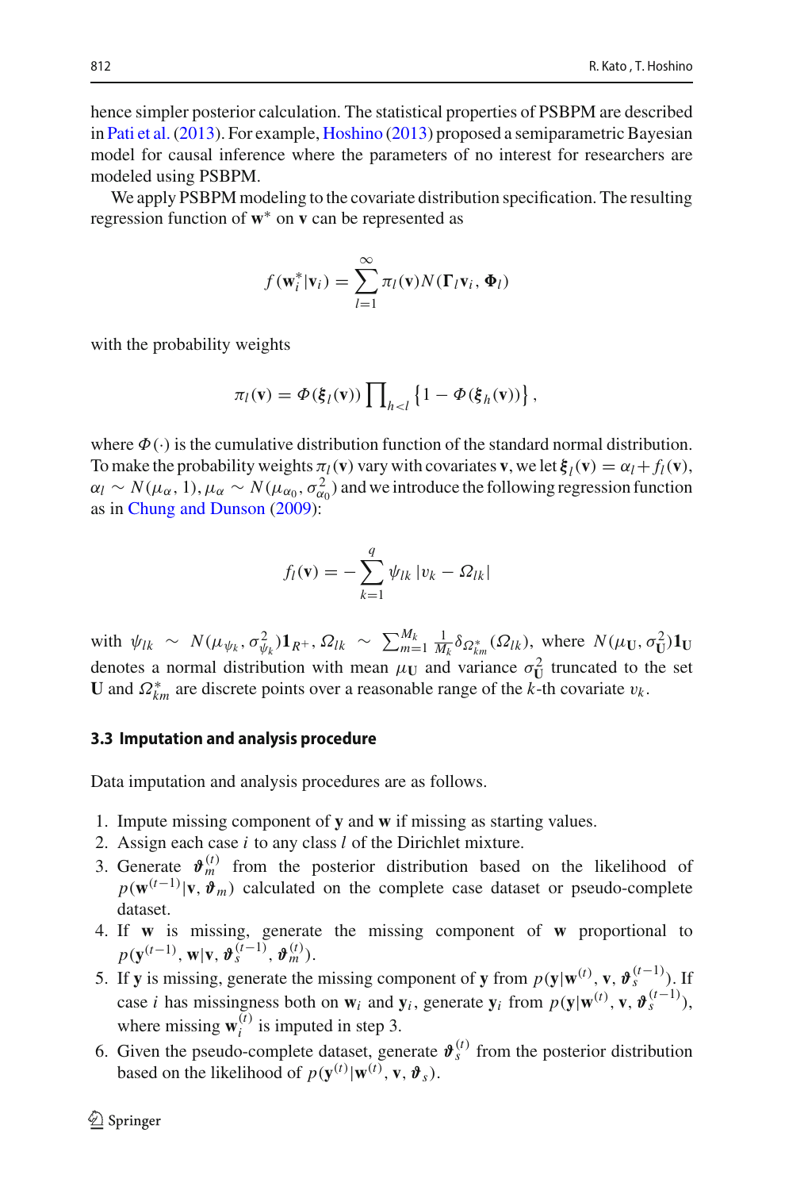hence simpler posterior calculation. The statistical properties of PSBPM are described in Pati et al. (2013). For example, Hoshino (2013) proposed a semiparametric Bayesian model for causal inference where the parameters of no interest for researchers are modeled using PSBPM.

We apply PSBPM modeling to the covariate distribution specification. The resulting regression function of $\mathbf{w}^*$ on $\mathbf{v}$ can be represented as

$$f(\mathbf{w}_i^*|\mathbf{v}_i) = \sum_{l=1}^{\infty} \pi_l(\mathbf{v}) N(\boldsymbol{\Gamma}_l \mathbf{v}_i, \boldsymbol{\Phi}_l)$$

with the probability weights

$$\pi_l(\mathbf{v}) = \Phi(\boldsymbol{\xi}_l(\mathbf{v})) \prod\nolimits_{h<l} \left\{1 - \Phi(\boldsymbol{\xi}_h(\mathbf{v}))\right\},$$

where $\Phi(\cdot)$ is the cumulative distribution function of the standard normal distribution. To make the probability weights $\pi_l(\mathbf{v})$ vary with covariates $\mathbf{v}$, we let $\boldsymbol{\xi}_l(\mathbf{v}) = \alpha_l + f_l(\mathbf{v})$, $\alpha_l \sim N(\mu_\alpha, 1), \mu_\alpha \sim N(\mu_{\alpha_0}, \sigma^2_{\alpha_0})$ and we introduce the following regression function as in Chung and Dunson (2009):

$$f_l(\mathbf{v}) = -\sum_{k=1}^{q} \psi_{lk} \left| v_k - \Omega_{lk} \right|$$

with $\psi_{lk} \sim N(\mu_{\psi_k}, \sigma^2_{\psi_k}) \mathbf{1}_{R^+}$, $\Omega_{lk} \sim \sum_{m=1}^{M_k} \frac{1}{M_k} \delta_{\Omega^*_{km}}(\Omega_{lk})$, where $N(\mu_{\mathbf{U}}, \sigma^2_{\mathbf{U}}) \mathbf{1}_{\mathbf{U}}$ denotes a normal distribution with mean $\mu_{\mathbf{U}}$ and variance $\sigma^2_{\mathbf{U}}$ truncated to the set $\mathbf{U}$ and $\Omega^*_{km}$ are discrete points over a reasonable range of the $k$-th covariate $v_k$.

### 3.3 Imputation and analysis procedure

Data imputation and analysis procedures are as follows.

1. Impute missing component of $\mathbf{y}$ and $\mathbf{w}$ if missing as starting values.
2. Assign each case $i$ to any class $l$ of the Dirichlet mixture.
3. Generate $\boldsymbol{\vartheta}_m^{(t)}$ from the posterior distribution based on the likelihood of $p(\mathbf{w}^{(t-1)}|\mathbf{v}, \boldsymbol{\vartheta}_m)$ calculated on the complete case dataset or pseudo-complete dataset.
4. If $\mathbf{w}$ is missing, generate the missing component of $\mathbf{w}$ proportional to $p(\mathbf{y}^{(t-1)}, \mathbf{w}|\mathbf{v}, \boldsymbol{\vartheta}_s^{(t-1)}, \boldsymbol{\vartheta}_m^{(t)})$.
5. If $\mathbf{y}$ is missing, generate the missing component of $\mathbf{y}$ from $p(\mathbf{y}|\mathbf{w}^{(t)}, \mathbf{v}, \boldsymbol{\vartheta}_s^{(t-1)})$. If case $i$ has missingness both on $\mathbf{w}_i$ and $\mathbf{y}_i$, generate $\mathbf{y}_i$ from $p(\mathbf{y}|\mathbf{w}^{(t)}, \mathbf{v}, \boldsymbol{\vartheta}_s^{(t-1)})$, where missing $\mathbf{w}_i^{(t)}$ is imputed in step 3.
6. Given the pseudo-complete dataset, generate $\boldsymbol{\vartheta}_s^{(t)}$ from the posterior distribution based on the likelihood of $p(\mathbf{y}^{(t)}|\mathbf{w}^{(t)}, \mathbf{v}, \boldsymbol{\vartheta}_s)$.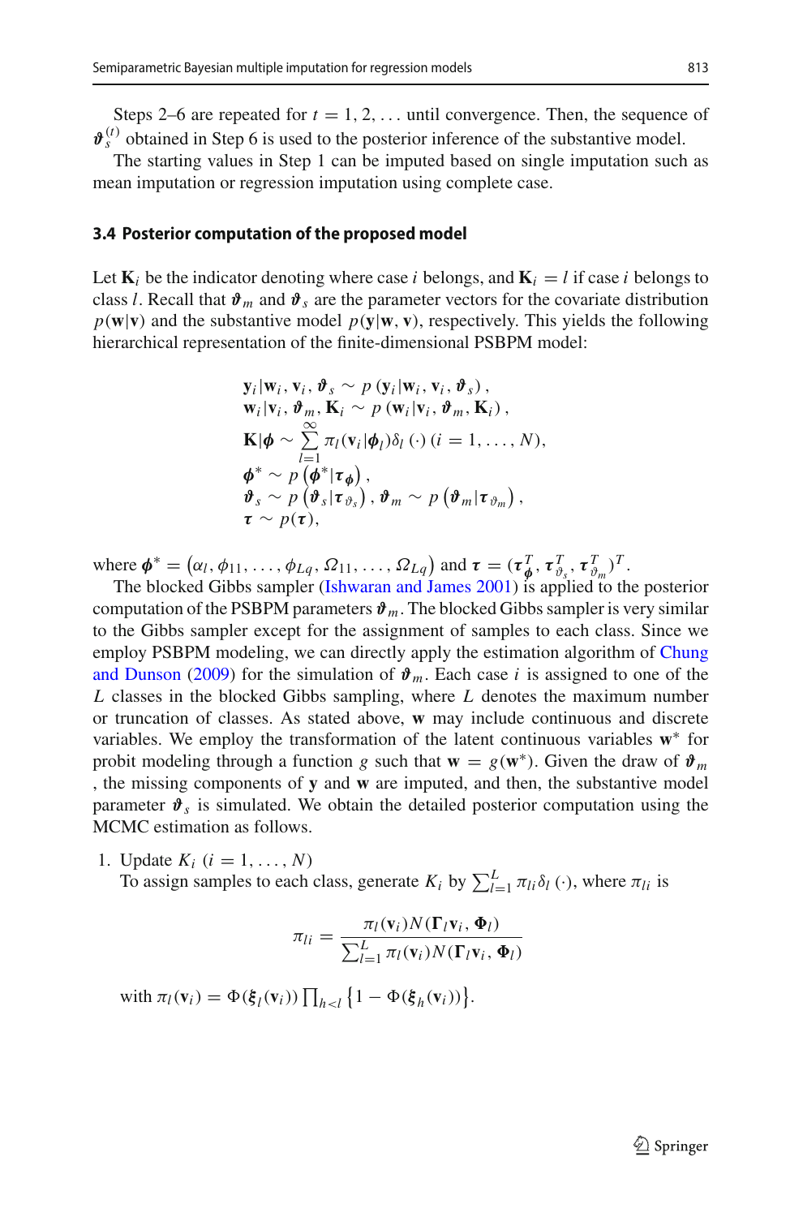Steps 2–6 are repeated for $t = 1, 2, \ldots$ until convergence. Then, the sequence of $\boldsymbol{\vartheta}_s^{(t)}$ obtained in Step 6 is used to the posterior inference of the substantive model.

The starting values in Step 1 can be imputed based on single imputation such as mean imputation or regression imputation using complete case.

### 3.4 Posterior computation of the proposed model

Let $\mathbf{K}_i$ be the indicator denoting where case $i$ belongs, and $\mathbf{K}_i = l$ if case $i$ belongs to class $l$. Recall that $\boldsymbol{\vartheta}_m$ and $\boldsymbol{\vartheta}_s$ are the parameter vectors for the covariate distribution $p(\mathbf{w}|\mathbf{v})$ and the substantive model $p(\mathbf{y}|\mathbf{w}, \mathbf{v})$, respectively. This yields the following hierarchical representation of the finite-dimensional PSBPM model:

$$
\begin{aligned}
&\mathbf{y}_i|\mathbf{w}_i, \mathbf{v}_i, \boldsymbol{\vartheta}_s \sim p\left(\mathbf{y}_i|\mathbf{w}_i, \mathbf{v}_i, \boldsymbol{\vartheta}_s\right), \\
&\mathbf{w}_i|\mathbf{v}_i, \boldsymbol{\vartheta}_m, \mathbf{K}_i \sim p\left(\mathbf{w}_i|\mathbf{v}_i, \boldsymbol{\vartheta}_m, \mathbf{K}_i\right), \\
&\mathbf{K}|\boldsymbol{\phi} \sim \sum_{l=1}^{\infty} \pi_l(\mathbf{v}_i|\boldsymbol{\phi}_l)\delta_l\left(\cdot\right) (i = 1, \ldots, N), \\
&\boldsymbol{\phi}^* \sim p\left(\boldsymbol{\phi}^*|\boldsymbol{\tau}_{\boldsymbol{\phi}}\right), \\
&\boldsymbol{\vartheta}_s \sim p\left(\boldsymbol{\vartheta}_s|\boldsymbol{\tau}_{\vartheta_s}\right), \boldsymbol{\vartheta}_m \sim p\left(\boldsymbol{\vartheta}_m|\boldsymbol{\tau}_{\vartheta_m}\right), \\
&\boldsymbol{\tau} \sim p(\boldsymbol{\tau}),
\end{aligned}
$$

where $\boldsymbol{\phi}^* = \left(\alpha_l, \phi_{11}, \ldots, \phi_{Lq}, \Omega_{11}, \ldots, \Omega_{Lq}\right)$ and $\boldsymbol{\tau} = (\boldsymbol{\tau}_{\boldsymbol{\phi}}^T, \boldsymbol{\tau}_{\vartheta_s}^T, \boldsymbol{\tau}_{\vartheta_m}^T)^T$.

The blocked Gibbs sampler (Ishwaran and James 2001) is applied to the posterior computation of the PSBPM parameters $\boldsymbol{\vartheta}_m$. The blocked Gibbs sampler is very similar to the Gibbs sampler except for the assignment of samples to each class. Since we employ PSBPM modeling, we can directly apply the estimation algorithm of Chung and Dunson (2009) for the simulation of $\boldsymbol{\vartheta}_m$. Each case $i$ is assigned to one of the $L$ classes in the blocked Gibbs sampling, where $L$ denotes the maximum number or truncation of classes. As stated above, $\mathbf{w}$ may include continuous and discrete variables. We employ the transformation of the latent continuous variables $\mathbf{w}^*$ for probit modeling through a function $g$ such that $\mathbf{w} = g(\mathbf{w}^*)$. Given the draw of $\boldsymbol{\vartheta}_m$ , the missing components of $\mathbf{y}$ and $\mathbf{w}$ are imputed, and then, the substantive model parameter $\boldsymbol{\vartheta}_s$ is simulated. We obtain the detailed posterior computation using the MCMC estimation as follows.

1. Update $K_i$ $(i = 1, \ldots, N)$
   To assign samples to each class, generate $K_i$ by $\sum_{l=1}^{L} \pi_{li}\delta_l\left(\cdot\right)$, where $\pi_{li}$ is

$$
\pi_{li} = \frac{\pi_l(\mathbf{v}_i)N(\boldsymbol{\Gamma}_l\mathbf{v}_i, \boldsymbol{\Phi}_l)}{\sum_{l=1}^{L} \pi_l(\mathbf{v}_i)N(\boldsymbol{\Gamma}_l\mathbf{v}_i, \boldsymbol{\Phi}_l)}
$$

   with $\pi_l(\mathbf{v}_i) = \Phi(\boldsymbol{\xi}_l(\mathbf{v}_i)) \prod_{h<l} \left\{1 - \Phi(\boldsymbol{\xi}_h(\mathbf{v}_i))\right\}$.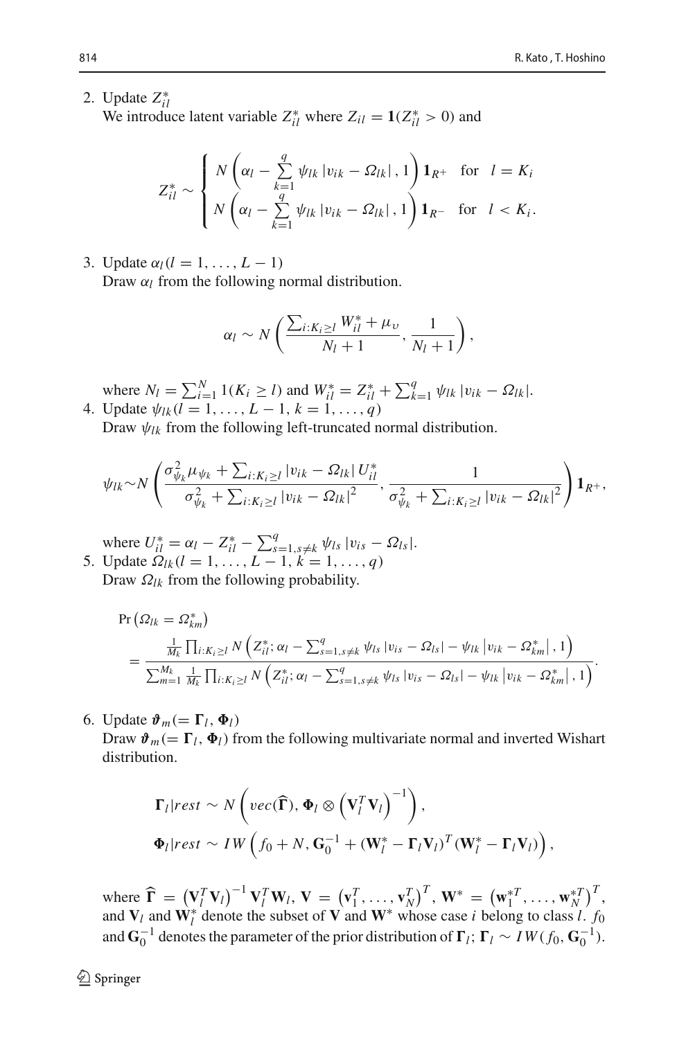2. Update $Z_{il}^*$

We introduce latent variable $Z_{il}^*$ where $Z_{il} = \mathbf{1}(Z_{il}^* > 0)$ and

$$Z_{il}^* \sim \begin{cases} N\left(\alpha_l - \sum_{k=1}^{q} \psi_{lk} \left| v_{ik} - \Omega_{lk} \right|, 1\right) \mathbf{1}_{R^+} & \text{for} \quad l = K_i \\ N\left(\alpha_l - \sum_{k=1}^{q} \psi_{lk} \left| v_{ik} - \Omega_{lk} \right|, 1\right) \mathbf{1}_{R^-} & \text{for} \quad l < K_i. \end{cases}$$

3. Update $\alpha_l (l = 1, \ldots, L-1)$

Draw $\alpha_l$ from the following normal distribution.

$$\alpha_l \sim N\left(\frac{\sum_{i:K_i \geq l} W_{il}^* + \mu_\upsilon}{N_l + 1}, \frac{1}{N_l + 1}\right),$$

where $N_l = \sum_{i=1}^{N} 1(K_i \geq l)$ and $W_{il}^* = Z_{il}^* + \sum_{k=1}^{q} \psi_{lk} \left| v_{ik} - \Omega_{lk} \right|$.

4. Update $\psi_{lk} (l = 1, \ldots, L-1, k = 1, \ldots, q)$

Draw $\psi_{lk}$ from the following left-truncated normal distribution.

$$\psi_{lk} \sim N\left(\frac{\sigma_{\psi_k}^2 \mu_{\psi_k} + \sum_{i:K_i \geq l} \left| v_{ik} - \Omega_{lk} \right| U_{il}^*}{\sigma_{\psi_k}^2 + \sum_{i:K_i \geq l} \left| v_{ik} - \Omega_{lk} \right|^2}, \frac{1}{\sigma_{\psi_k}^2 + \sum_{i:K_i \geq l} \left| v_{ik} - \Omega_{lk} \right|^2}\right) \mathbf{1}_{R^+},$$

where $U_{il}^* = \alpha_l - Z_{il}^* - \sum_{s=1, s \neq k}^{q} \psi_{ls} \left| v_{is} - \Omega_{ls} \right|$.

5. Update $\Omega_{lk} (l = 1, \ldots, L-1, k = 1, \ldots, q)$

Draw $\Omega_{lk}$ from the following probability.

$$\Pr\left(\Omega_{lk} = \Omega_{km}^*\right) = \frac{\frac{1}{M_k} \prod_{i:K_i \geq l} N\left(Z_{il}^*; \alpha_l - \sum_{s=1, s \neq k}^{q} \psi_{ls} \left| v_{is} - \Omega_{ls} \right| - \psi_{lk} \left| v_{ik} - \Omega_{km}^* \right|, 1\right)}{\sum_{m=1}^{M_k} \frac{1}{M_k} \prod_{i:K_i \geq l} N\left(Z_{il}^*; \alpha_l - \sum_{s=1, s \neq k}^{q} \psi_{ls} \left| v_{is} - \Omega_{ls} \right| - \psi_{lk} \left| v_{ik} - \Omega_{km}^* \right|, 1\right)}.$$

6. Update $\boldsymbol{\vartheta}_m (= \boldsymbol{\Gamma}_l, \boldsymbol{\Phi}_l)$

Draw $\boldsymbol{\vartheta}_m (= \boldsymbol{\Gamma}_l, \boldsymbol{\Phi}_l)$ from the following multivariate normal and inverted Wishart distribution.

$$\boldsymbol{\Gamma}_l | rest \sim N\left(vec(\widehat{\boldsymbol{\Gamma}}), \boldsymbol{\Phi}_l \otimes \left(\mathbf{V}_l^T \mathbf{V}_l\right)^{-1}\right),$$

$$\boldsymbol{\Phi}_l | rest \sim IW\left(f_0 + N, \mathbf{G}_0^{-1} + (\mathbf{W}_l^* - \boldsymbol{\Gamma}_l \mathbf{V}_l)^T (\mathbf{W}_l^* - \boldsymbol{\Gamma}_l \mathbf{V}_l)\right),$$

where $\widehat{\boldsymbol{\Gamma}} = \left(\mathbf{V}_l^T \mathbf{V}_l\right)^{-1} \mathbf{V}_l^T \mathbf{W}_l$, $\mathbf{V} = \left(\mathbf{v}_1^T, \ldots, \mathbf{v}_N^T\right)^T$, $\mathbf{W}^* = \left(\mathbf{w}_1^{*T}, \ldots, \mathbf{w}_N^{*T}\right)^T$, and $\mathbf{V}_l$ and $\mathbf{W}_l^*$ denote the subset of $\mathbf{V}$ and $\mathbf{W}^*$ whose case $i$ belong to class $l$. $f_0$ and $\mathbf{G}_0^{-1}$ denotes the parameter of the prior distribution of $\boldsymbol{\Gamma}_l$; $\boldsymbol{\Gamma}_l \sim IW(f_0, \mathbf{G}_0^{-1})$.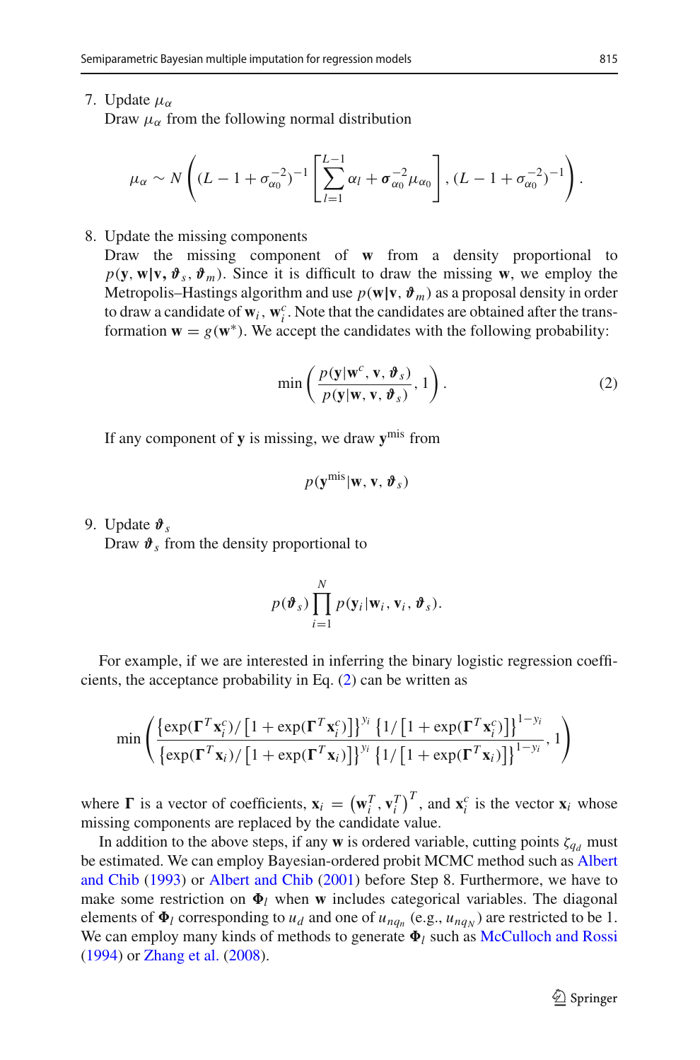7. Update $\mu_\alpha$

   Draw $\mu_\alpha$ from the following normal distribution

$$\mu_\alpha \sim N\left( (L-1+\sigma_{\alpha 0}^{-2})^{-1} \left[ \sum_{l=1}^{L-1} \alpha_l + \boldsymbol{\sigma}_{\alpha 0}^{-2} \mu_{\alpha 0} \right], (L-1+\sigma_{\alpha 0}^{-2})^{-1} \right).$$

8. Update the missing components

   Draw the missing component of $\mathbf{w}$ from a density proportional to $p(\mathbf{y}, \mathbf{w}|\mathbf{v}, \boldsymbol{\vartheta}_s, \boldsymbol{\vartheta}_m)$. Since it is difficult to draw the missing $\mathbf{w}$, we employ the Metropolis–Hastings algorithm and use $p(\mathbf{w}|\mathbf{v}, \boldsymbol{\vartheta}_m)$ as a proposal density in order to draw a candidate of $\mathbf{w}_i$, $\mathbf{w}_i^c$. Note that the candidates are obtained after the transformation $\mathbf{w} = g(\mathbf{w}^*)$. We accept the candidates with the following probability:

$$\min\left( \frac{p(\mathbf{y}|\mathbf{w}^c, \mathbf{v}, \boldsymbol{\vartheta}_s)}{p(\mathbf{y}|\mathbf{w}, \mathbf{v}, \boldsymbol{\vartheta}_s)}, 1 \right). \tag{2}$$

   If any component of $\mathbf{y}$ is missing, we draw $\mathbf{y}^{\text{mis}}$ from

$$p(\mathbf{y}^{\text{mis}}|\mathbf{w}, \mathbf{v}, \boldsymbol{\vartheta}_s)$$

9. Update $\boldsymbol{\vartheta}_s$

   Draw $\boldsymbol{\vartheta}_s$ from the density proportional to

$$p(\boldsymbol{\vartheta}_s) \prod_{i=1}^{N} p(\mathbf{y}_i|\mathbf{w}_i, \mathbf{v}_i, \boldsymbol{\vartheta}_s).$$

For example, if we are interested in inferring the binary logistic regression coefficients, the acceptance probability in Eq. (2) can be written as

$$\min\left( \frac{\left\{\exp(\boldsymbol{\Gamma}^T \mathbf{x}_i^c)/\left[1+\exp(\boldsymbol{\Gamma}^T \mathbf{x}_i^c)\right]\right\}^{y_i} \left\{1/\left[1+\exp(\boldsymbol{\Gamma}^T \mathbf{x}_i^c)\right]\right\}^{1-y_i}}{\left\{\exp(\boldsymbol{\Gamma}^T \mathbf{x}_i)/\left[1+\exp(\boldsymbol{\Gamma}^T \mathbf{x}_i)\right]\right\}^{y_i} \left\{1/\left[1+\exp(\boldsymbol{\Gamma}^T \mathbf{x}_i)\right]\right\}^{1-y_i}}, 1 \right)$$

where $\boldsymbol{\Gamma}$ is a vector of coefficients, $\mathbf{x}_i = \left(\mathbf{w}_i^T, \mathbf{v}_i^T\right)^T$, and $\mathbf{x}_i^c$ is the vector $\mathbf{x}_i$ whose missing components are replaced by the candidate value.

In addition to the above steps, if any $\mathbf{w}$ is ordered variable, cutting points $\zeta_{q_d}$ must be estimated. We can employ Bayesian-ordered probit MCMC method such as Albert and Chib (1993) or Albert and Chib (2001) before Step 8. Furthermore, we have to make some restriction on $\boldsymbol{\Phi}_l$ when $\mathbf{w}$ includes categorical variables. The diagonal elements of $\boldsymbol{\Phi}_l$ corresponding to $u_d$ and one of $u_{nq_n}$ (e.g., $u_{nq_N}$) are restricted to be 1. We can employ many kinds of methods to generate $\boldsymbol{\Phi}_l$ such as McCulloch and Rossi (1994) or Zhang et al. (2008).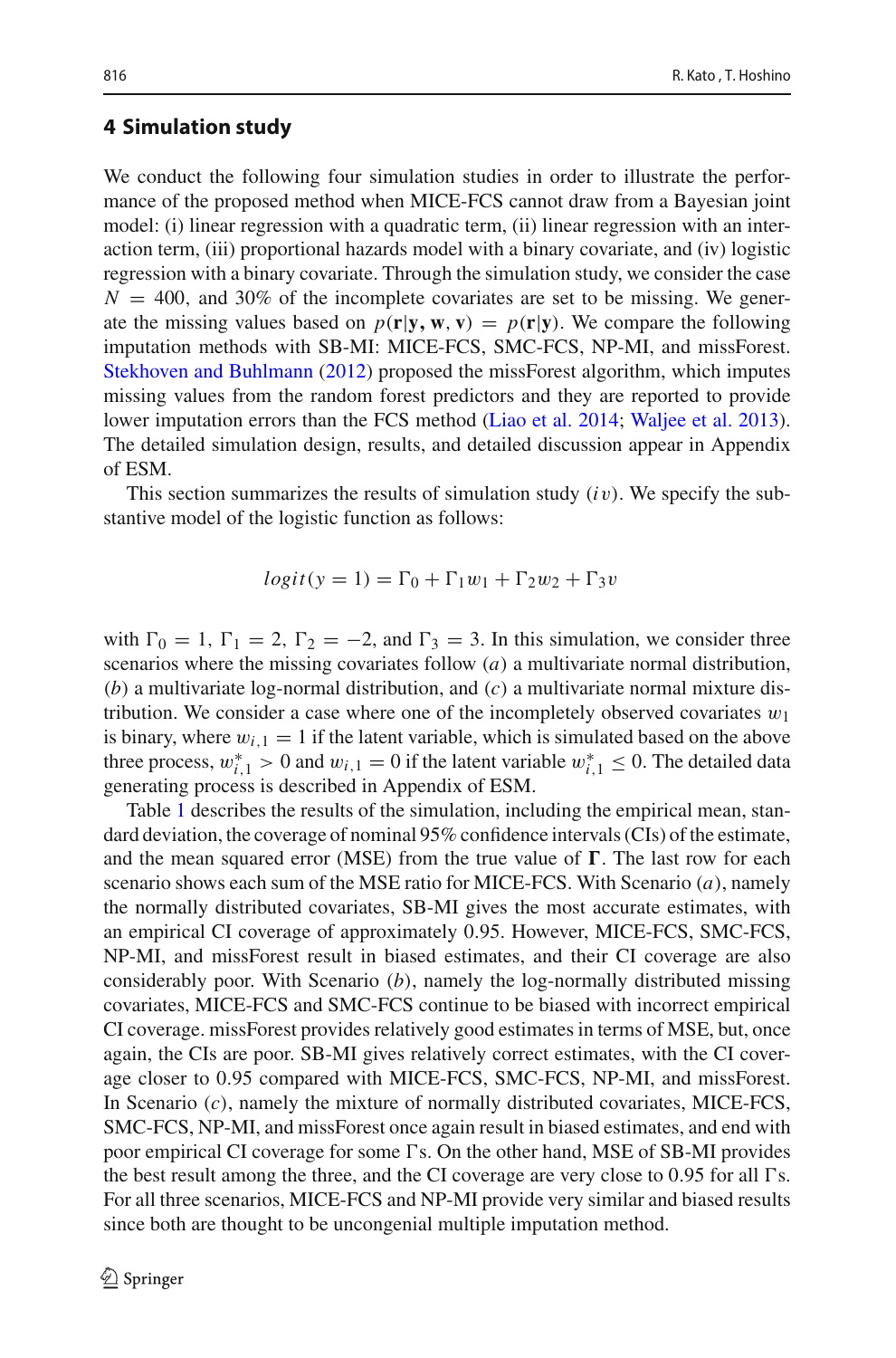## 4 Simulation study

We conduct the following four simulation studies in order to illustrate the performance of the proposed method when MICE-FCS cannot draw from a Bayesian joint model: (i) linear regression with a quadratic term, (ii) linear regression with an interaction term, (iii) proportional hazards model with a binary covariate, and (iv) logistic regression with a binary covariate. Through the simulation study, we consider the case $N = 400$, and 30% of the incomplete covariates are set to be missing. We generate the missing values based on $p(\mathbf{r}|\mathbf{y}, \mathbf{w}, \mathbf{v}) = p(\mathbf{r}|\mathbf{y})$. We compare the following imputation methods with SB-MI: MICE-FCS, SMC-FCS, NP-MI, and missForest. Stekhoven and Buhlmann (2012) proposed the missForest algorithm, which imputes missing values from the random forest predictors and they are reported to provide lower imputation errors than the FCS method (Liao et al. 2014; Waljee et al. 2013). The detailed simulation design, results, and detailed discussion appear in Appendix of ESM.

This section summarizes the results of simulation study $(iv)$. We specify the substantive model of the logistic function as follows:

$$logit(y = 1) = \Gamma_0 + \Gamma_1 w_1 + \Gamma_2 w_2 + \Gamma_3 v$$

with $\Gamma_0 = 1$, $\Gamma_1 = 2$, $\Gamma_2 = -2$, and $\Gamma_3 = 3$. In this simulation, we consider three scenarios where the missing covariates follow $(a)$ a multivariate normal distribution, $(b)$ a multivariate log-normal distribution, and $(c)$ a multivariate normal mixture distribution. We consider a case where one of the incompletely observed covariates $w_1$ is binary, where $w_{i,1} = 1$ if the latent variable, which is simulated based on the above three process, $w^*_{i,1} > 0$ and $w_{i,1} = 0$ if the latent variable $w^*_{i,1} \leq 0$. The detailed data generating process is described in Appendix of ESM.

Table 1 describes the results of the simulation, including the empirical mean, standard deviation, the coverage of nominal 95% confidence intervals (CIs) of the estimate, and the mean squared error (MSE) from the true value of $\mathbf{\Gamma}$. The last row for each scenario shows each sum of the MSE ratio for MICE-FCS. With Scenario $(a)$, namely the normally distributed covariates, SB-MI gives the most accurate estimates, with an empirical CI coverage of approximately 0.95. However, MICE-FCS, SMC-FCS, NP-MI, and missForest result in biased estimates, and their CI coverage are also considerably poor. With Scenario $(b)$, namely the log-normally distributed missing covariates, MICE-FCS and SMC-FCS continue to be biased with incorrect empirical CI coverage. missForest provides relatively good estimates in terms of MSE, but, once again, the CIs are poor. SB-MI gives relatively correct estimates, with the CI coverage closer to 0.95 compared with MICE-FCS, SMC-FCS, NP-MI, and missForest. In Scenario $(c)$, namely the mixture of normally distributed covariates, MICE-FCS, SMC-FCS, NP-MI, and missForest once again result in biased estimates, and end with poor empirical CI coverage for some $\Gamma$s. On the other hand, MSE of SB-MI provides the best result among the three, and the CI coverage are very close to 0.95 for all $\Gamma$s. For all three scenarios, MICE-FCS and NP-MI provide very similar and biased results since both are thought to be uncongenial multiple imputation method.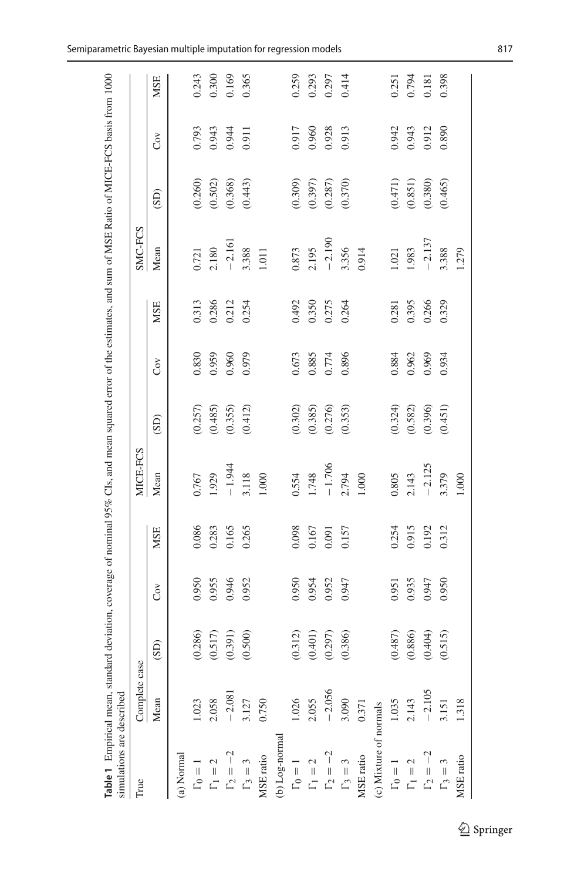**Table 1** Empirical mean, standard deviation, coverage of nominal 95% CIs, and mean squared error of the estimates, and sum of MSE Ratio of MICE-FCS basis from 1000 simulations are described

| True | Complete case | | | | MICE-FCS | | | | SMC-FCS | | | |
|---|---|---|---|---|---|---|---|---|---|---|---|---|
| | Mean | (SD) | Cov | MSE | Mean | (SD) | Cov | MSE | Mean | (SD) | Cov | MSE |
| (a) Normal | | | | | | | | | | | | |
| $\Gamma_0 = 1$ | 1.023 | (0.286) | 0.950 | 0.086 | 0.767 | (0.257) | 0.830 | 0.313 | 0.721 | (0.260) | 0.793 | 0.243 |
| $\Gamma_1 = 2$ | 2.058 | (0.517) | 0.955 | 0.283 | 1.929 | (0.485) | 0.959 | 0.286 | 2.180 | (0.502) | 0.943 | 0.300 |
| $\Gamma_2 = -2$ | −2.081 | (0.391) | 0.946 | 0.165 | −1.944 | (0.355) | 0.960 | 0.212 | −2.161 | (0.368) | 0.944 | 0.169 |
| $\Gamma_3 = 3$ | 3.127 | (0.500) | 0.952 | 0.265 | 3.118 | (0.412) | 0.979 | 0.254 | 3.388 | (0.443) | 0.911 | 0.365 |
| MSE ratio | 0.750 | | | | 1.000 | | | | 1.011 | | | |
| (b) Log-normal | | | | | | | | | | | | |
| $\Gamma_0 = 1$ | 1.026 | (0.312) | 0.950 | 0.098 | 0.554 | (0.302) | 0.673 | 0.492 | 0.873 | (0.309) | 0.917 | 0.259 |
| $\Gamma_1 = 2$ | 2.055 | (0.401) | 0.954 | 0.167 | 1.748 | (0.385) | 0.885 | 0.350 | 2.195 | (0.397) | 0.960 | 0.293 |
| $\Gamma_2 = -2$ | −2.056 | (0.297) | 0.952 | 0.091 | −1.706 | (0.276) | 0.774 | 0.275 | −2.190 | (0.287) | 0.928 | 0.297 |
| $\Gamma_3 = 3$ | 3.090 | (0.386) | 0.947 | 0.157 | 2.794 | (0.353) | 0.896 | 0.264 | 3.356 | (0.370) | 0.913 | 0.414 |
| MSE ratio | 0.371 | | | | 1.000 | | | | 0.914 | | | |
| (c) Mixture of normals | | | | | | | | | | | | |
| $\Gamma_0 = 1$ | 1.035 | (0.487) | 0.951 | 0.254 | 0.805 | (0.324) | 0.884 | 0.281 | 1.021 | (0.471) | 0.942 | 0.251 |
| $\Gamma_1 = 2$ | 2.143 | (0.886) | 0.935 | 0.915 | 2.143 | (0.582) | 0.962 | 0.395 | 1.983 | (0.851) | 0.943 | 0.794 |
| $\Gamma_2 = -2$ | −2.105 | (0.404) | 0.947 | 0.192 | −2.125 | (0.396) | 0.969 | 0.266 | −2.137 | (0.380) | 0.912 | 0.181 |
| $\Gamma_3 = 3$ | 3.151 | (0.515) | 0.950 | 0.312 | 3.379 | (0.451) | 0.934 | 0.329 | 3.388 | (0.465) | 0.890 | 0.398 |
| MSE ratio | 1.318 | | | | 1.000 | | | | 1.279 | | | |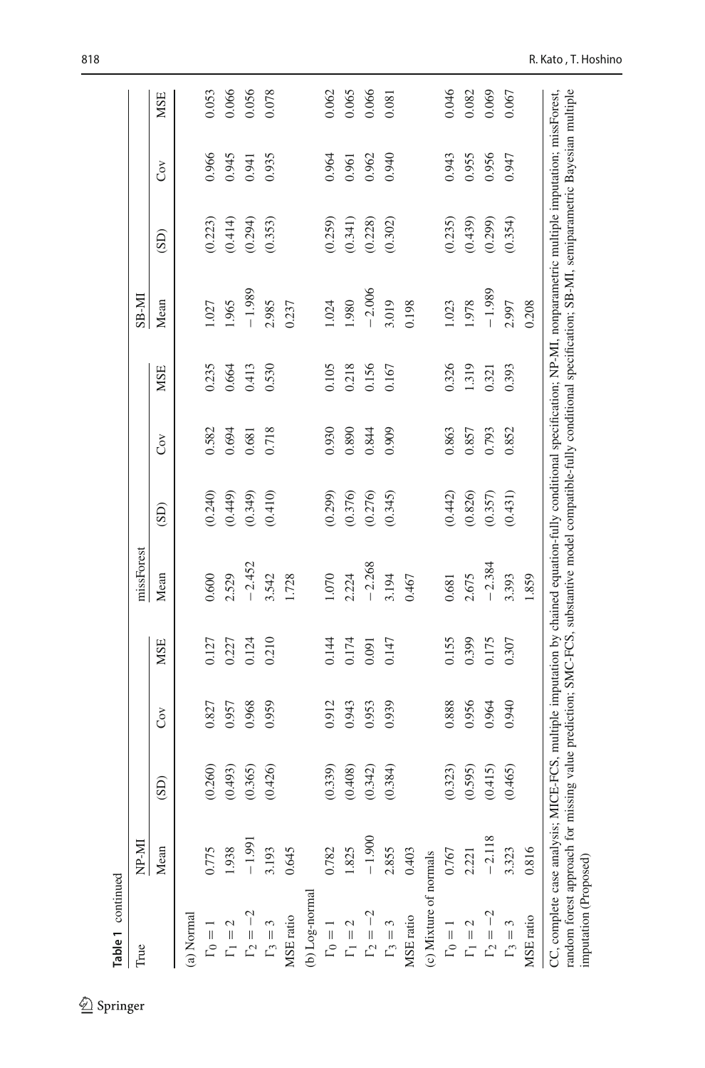**Table 1** continued

| True | NP-MI | | | | missForest | | | | SB-MI | | | |
|---|---|---|---|---|---|---|---|---|---|---|---|---|
| | Mean | (SD) | Cov | MSE | Mean | (SD) | Cov | MSE | Mean | (SD) | Cov | MSE |
| (a) Normal | | | | | | | | | | | | |
| $\Gamma_0 = 1$ | 0.775 | (0.260) | 0.827 | 0.127 | 0.600 | (0.240) | 0.582 | 0.235 | 1.027 | (0.223) | 0.966 | 0.053 |
| $\Gamma_1 = 2$ | 1.938 | (0.493) | 0.957 | 0.227 | 2.529 | (0.449) | 0.694 | 0.664 | 1.965 | (0.414) | 0.945 | 0.066 |
| $\Gamma_2 = -2$ | $-1.991$ | (0.365) | 0.968 | 0.124 | $-2.452$ | (0.349) | 0.681 | 0.413 | $-1.989$ | (0.294) | 0.941 | 0.056 |
| $\Gamma_3 = 3$ | 3.193 | (0.426) | 0.959 | 0.210 | 3.542 | (0.410) | 0.718 | 0.530 | 2.985 | (0.353) | 0.935 | 0.078 |
| MSE ratio | 0.645 | | | | 1.728 | | | | 0.237 | | | |
| (b) Log-normal | | | | | | | | | | | | |
| $\Gamma_0 = 1$ | 0.782 | (0.339) | 0.912 | 0.144 | 1.070 | (0.299) | 0.930 | 0.105 | 1.024 | (0.259) | 0.964 | 0.062 |
| $\Gamma_1 = 2$ | 1.825 | (0.408) | 0.943 | 0.174 | 2.224 | (0.376) | 0.890 | 0.218 | 1.980 | (0.341) | 0.961 | 0.065 |
| $\Gamma_2 = -2$ | $-1.900$ | (0.342) | 0.953 | 0.091 | $-2.268$ | (0.276) | 0.844 | 0.156 | $-2.006$ | (0.228) | 0.962 | 0.066 |
| $\Gamma_3 = 3$ | 2.855 | (0.384) | 0.939 | 0.147 | 3.194 | (0.345) | 0.909 | 0.167 | 3.019 | (0.302) | 0.940 | 0.081 |
| MSE ratio | 0.403 | | | | 0.467 | | | | 0.198 | | | |
| (c) Mixture of normals | | | | | | | | | | | | |
| $\Gamma_0 = 1$ | 0.767 | (0.323) | 0.888 | 0.155 | 0.681 | (0.442) | 0.863 | 0.326 | 1.023 | (0.235) | 0.943 | 0.046 |
| $\Gamma_1 = 2$ | 2.221 | (0.595) | 0.956 | 0.399 | 2.675 | (0.826) | 0.857 | 1.319 | 1.978 | (0.439) | 0.955 | 0.082 |
| $\Gamma_2 = -2$ | $-2.118$ | (0.415) | 0.964 | 0.175 | $-2.384$ | (0.357) | 0.793 | 0.321 | $-1.989$ | (0.299) | 0.956 | 0.069 |
| $\Gamma_3 = 3$ | 3.323 | (0.465) | 0.940 | 0.307 | 3.393 | (0.431) | 0.852 | 0.393 | 2.997 | (0.354) | 0.947 | 0.067 |
| MSE ratio | 0.816 | | | | 1.859 | | | | 0.208 | | | |

CC, complete case analysis; MICE-FCS, multiple imputation by chained equation-fully conditional specification; NP-MI, nonparametric multiple imputation; missForest, random forest approach for missing value prediction; SMC-FCS, substantive model compatible-fully conditional specification; SB-MI, semiparametric Bayesian multiple imputation (Proposed)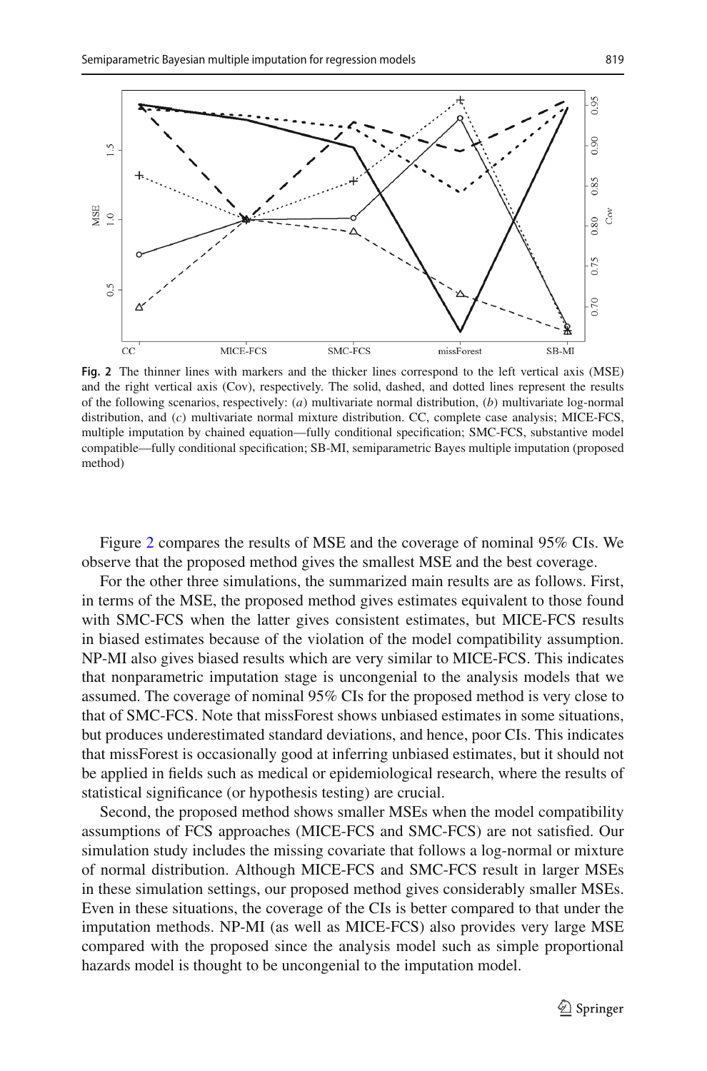**Fig. 2** The thinner lines with markers and the thicker lines correspond to the left vertical axis (MSE) and the right vertical axis (Cov), respectively. The solid, dashed, and dotted lines represent the results of the following scenarios, respectively: (*a*) multivariate normal distribution, (*b*) multivariate log-normal distribution, and (*c*) multivariate normal mixture distribution. CC, complete case analysis; MICE-FCS, multiple imputation by chained equation—fully conditional specification; SMC-FCS, substantive model compatible—fully conditional specification; SB-MI, semiparametric Bayes multiple imputation (proposed method)

Figure 2 compares the results of MSE and the coverage of nominal 95% CIs. We observe that the proposed method gives the smallest MSE and the best coverage.

For the other three simulations, the summarized main results are as follows. First, in terms of the MSE, the proposed method gives estimates equivalent to those found with SMC-FCS when the latter gives consistent estimates, but MICE-FCS results in biased estimates because of the violation of the model compatibility assumption. NP-MI also gives biased results which are very similar to MICE-FCS. This indicates that nonparametric imputation stage is uncongenial to the analysis models that we assumed. The coverage of nominal 95% CIs for the proposed method is very close to that of SMC-FCS. Note that missForest shows unbiased estimates in some situations, but produces underestimated standard deviations, and hence, poor CIs. This indicates that missForest is occasionally good at inferring unbiased estimates, but it should not be applied in fields such as medical or epidemiological research, where the results of statistical significance (or hypothesis testing) are crucial.

Second, the proposed method shows smaller MSEs when the model compatibility assumptions of FCS approaches (MICE-FCS and SMC-FCS) are not satisfied. Our simulation study includes the missing covariate that follows a log-normal or mixture of normal distribution. Although MICE-FCS and SMC-FCS result in larger MSEs in these simulation settings, our proposed method gives considerably smaller MSEs. Even in these situations, the coverage of the CIs is better compared to that under the imputation methods. NP-MI (as well as MICE-FCS) also provides very large MSE compared with the proposed since the analysis model such as simple proportional hazards model is thought to be uncongenial to the imputation model.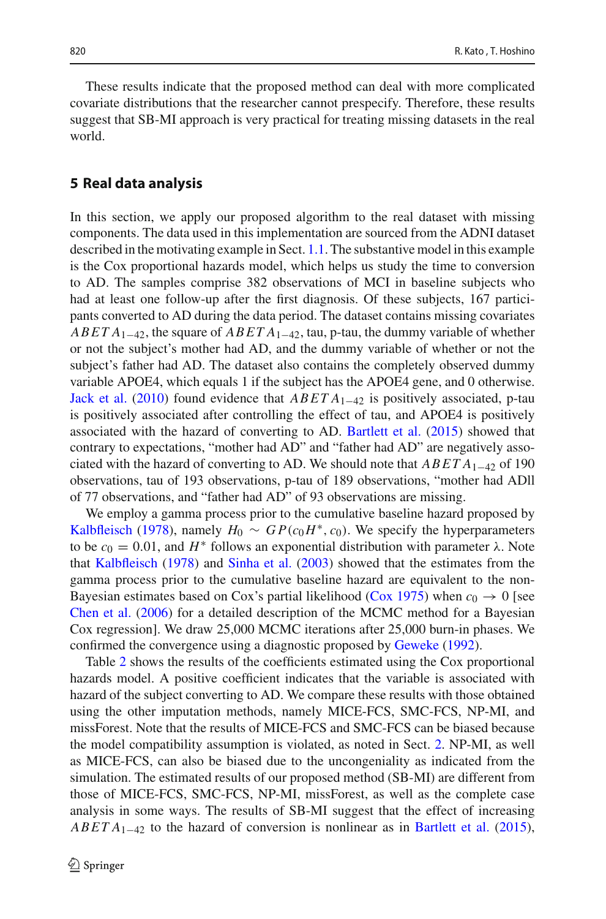These results indicate that the proposed method can deal with more complicated covariate distributions that the researcher cannot prespecify. Therefore, these results suggest that SB-MI approach is very practical for treating missing datasets in the real world.

## 5 Real data analysis

In this section, we apply our proposed algorithm to the real dataset with missing components. The data used in this implementation are sourced from the ADNI dataset described in the motivating example in Sect. 1.1. The substantive model in this example is the Cox proportional hazards model, which helps us study the time to conversion to AD. The samples comprise 382 observations of MCI in baseline subjects who had at least one follow-up after the first diagnosis. Of these subjects, 167 participants converted to AD during the data period. The dataset contains missing covariates $ABETA_{1-42}$, the square of $ABETA_{1-42}$, tau, p-tau, the dummy variable of whether or not the subject's mother had AD, and the dummy variable of whether or not the subject's father had AD. The dataset also contains the completely observed dummy variable APOE4, which equals 1 if the subject has the APOE4 gene, and 0 otherwise. Jack et al. (2010) found evidence that $ABETA_{1-42}$ is positively associated, p-tau is positively associated after controlling the effect of tau, and APOE4 is positively associated with the hazard of converting to AD. Bartlett et al. (2015) showed that contrary to expectations, "mother had AD" and "father had AD" are negatively associated with the hazard of converting to AD. We should note that $ABETA_{1-42}$ of 190 observations, tau of 193 observations, p-tau of 189 observations, "mother had ADll of 77 observations, and "father had AD" of 93 observations are missing.

We employ a gamma process prior to the cumulative baseline hazard proposed by Kalbfleisch (1978), namely $H_0 \sim GP(c_0 H^*, c_0)$. We specify the hyperparameters to be $c_0 = 0.01$, and $H^*$ follows an exponential distribution with parameter $\lambda$. Note that Kalbfleisch (1978) and Sinha et al. (2003) showed that the estimates from the gamma process prior to the cumulative baseline hazard are equivalent to the non-Bayesian estimates based on Cox's partial likelihood (Cox 1975) when $c_0 \to 0$ [see Chen et al. (2006) for a detailed description of the MCMC method for a Bayesian Cox regression]. We draw 25,000 MCMC iterations after 25,000 burn-in phases. We confirmed the convergence using a diagnostic proposed by Geweke (1992).

Table 2 shows the results of the coefficients estimated using the Cox proportional hazards model. A positive coefficient indicates that the variable is associated with hazard of the subject converting to AD. We compare these results with those obtained using the other imputation methods, namely MICE-FCS, SMC-FCS, NP-MI, and missForest. Note that the results of MICE-FCS and SMC-FCS can be biased because the model compatibility assumption is violated, as noted in Sect. 2. NP-MI, as well as MICE-FCS, can also be biased due to the uncongeniality as indicated from the simulation. The estimated results of our proposed method (SB-MI) are different from those of MICE-FCS, SMC-FCS, NP-MI, missForest, as well as the complete case analysis in some ways. The results of SB-MI suggest that the effect of increasing $ABETA_{1-42}$ to the hazard of conversion is nonlinear as in Bartlett et al. (2015),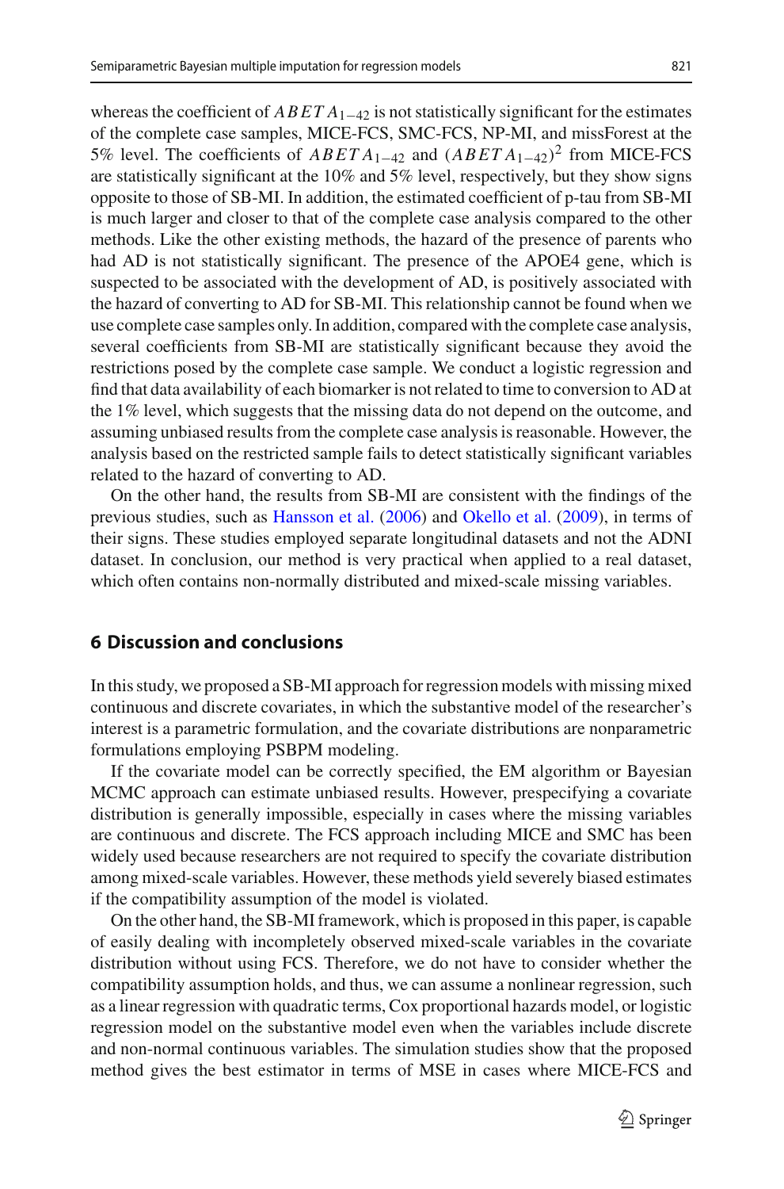whereas the coefficient of $ABETA_{1-42}$ is not statistically significant for the estimates of the complete case samples, MICE-FCS, SMC-FCS, NP-MI, and missForest at the 5% level. The coefficients of $ABETA_{1-42}$ and $(ABETA_{1-42})^2$ from MICE-FCS are statistically significant at the 10% and 5% level, respectively, but they show signs opposite to those of SB-MI. In addition, the estimated coefficient of p-tau from SB-MI is much larger and closer to that of the complete case analysis compared to the other methods. Like the other existing methods, the hazard of the presence of parents who had AD is not statistically significant. The presence of the APOE4 gene, which is suspected to be associated with the development of AD, is positively associated with the hazard of converting to AD for SB-MI. This relationship cannot be found when we use complete case samples only. In addition, compared with the complete case analysis, several coefficients from SB-MI are statistically significant because they avoid the restrictions posed by the complete case sample. We conduct a logistic regression and find that data availability of each biomarker is not related to time to conversion to AD at the 1% level, which suggests that the missing data do not depend on the outcome, and assuming unbiased results from the complete case analysis is reasonable. However, the analysis based on the restricted sample fails to detect statistically significant variables related to the hazard of converting to AD.

On the other hand, the results from SB-MI are consistent with the findings of the previous studies, such as Hansson et al. (2006) and Okello et al. (2009), in terms of their signs. These studies employed separate longitudinal datasets and not the ADNI dataset. In conclusion, our method is very practical when applied to a real dataset, which often contains non-normally distributed and mixed-scale missing variables.

## 6 Discussion and conclusions

In this study, we proposed a SB-MI approach for regression models with missing mixed continuous and discrete covariates, in which the substantive model of the researcher's interest is a parametric formulation, and the covariate distributions are nonparametric formulations employing PSBPM modeling.

If the covariate model can be correctly specified, the EM algorithm or Bayesian MCMC approach can estimate unbiased results. However, prespecifying a covariate distribution is generally impossible, especially in cases where the missing variables are continuous and discrete. The FCS approach including MICE and SMC has been widely used because researchers are not required to specify the covariate distribution among mixed-scale variables. However, these methods yield severely biased estimates if the compatibility assumption of the model is violated.

On the other hand, the SB-MI framework, which is proposed in this paper, is capable of easily dealing with incompletely observed mixed-scale variables in the covariate distribution without using FCS. Therefore, we do not have to consider whether the compatibility assumption holds, and thus, we can assume a nonlinear regression, such as a linear regression with quadratic terms, Cox proportional hazards model, or logistic regression model on the substantive model even when the variables include discrete and non-normal continuous variables. The simulation studies show that the proposed method gives the best estimator in terms of MSE in cases where MICE-FCS and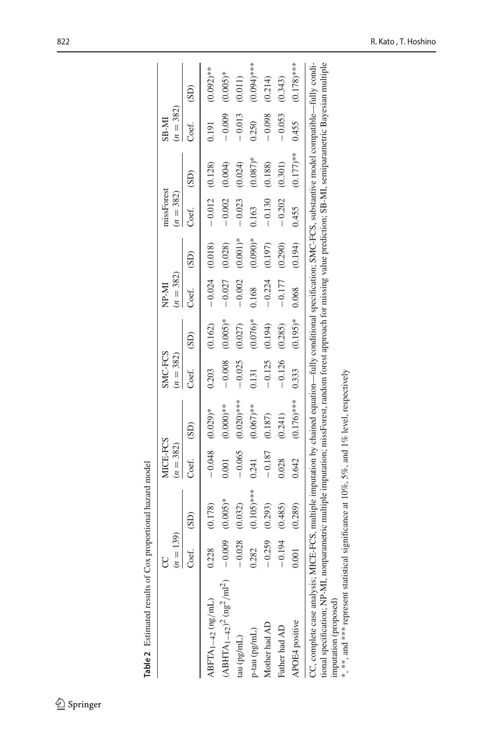**Table 2** Estimated results of Cox proportional hazard model

| | CC ($n = 139$) | | MICE-FCS ($n = 382$) | | SMC-FCS ($n = 382$) | | NP-MI ($n = 382$) | | missForest ($n = 382$) | | SB-MI ($n = 382$) | |
|---|---|---|---|---|---|---|---|---|---|---|---|---|
| | Coef. | (SD) | Coef. | (SD) | Coef. | (SD) | Coef. | (SD) | Coef. | (SD) | Coef. | (SD) |
| ABFTA$_{1-42}$ (ng/mL) | 0.228 | (0.178) | −0.048 | (0.029)* | 0.203 | (0.162) | −0.024 | (0.018) | −0.012 | (0.128) | 0.191 | (0.092)** |
| (ABHTA$_{1-42}$)$^2$ (ng$^2$/ml$^2$) | −0.009 | (0.005)* | 0.001 | (0.000)** | −0.008 | (0.005)* | −0.027 | (0.028) | −0.002 | (0.004) | −0.009 | (0.005)* |
| tau (pg/mL) | −0.028 | (0.032) | −0.065 | (0.020)*** | −0.025 | (0.027) | −0.002 | (0.001)* | −0.023 | (0.024) | −0.013 | (0.011) |
| p-tau (pg/mL) | 0.282 | (0.105)*** | 0.241 | (0.067)** | 0.131 | (0.076)* | 0.168 | (0.090)* | 0.163 | (0.087)* | 0.250 | (0.094)*** |
| Mother had AD | −0.259 | (0.293) | −0.187 | (0.187) | −0.125 | (0.194) | −0.224 | (0.197) | −0.130 | (0.188) | −0.098 | (0.214) |
| Father had AD | −0.194 | (0.485) | 0.028 | (0.241) | −0.126 | (0.285) | −0.177 | (0.290) | −0.202 | (0.301) | −0.053 | (0.343) |
| APOE4 positive | 0.001 | (0.289) | 0.642 | (0.176)*** | 0.333 | (0.195)* | 0.068 | (0.194) | 0.455 | (0.177)** | 0.455 | (0.178)*** |

CC, complete case analysis; MICE-FCS, multiple imputation by chained equation—fully conditional specification; SMC-FCS, substantive model compatible—fully conditional specification; NP-MI, nonparametric multiple imputation; missForest, random forest approach for missing value prediction; SB-MI, semiparametric Bayesian multiple imputation (proposed)

*, **, and *** represent statistical significance at 10%, 5%, and 1% level, respectively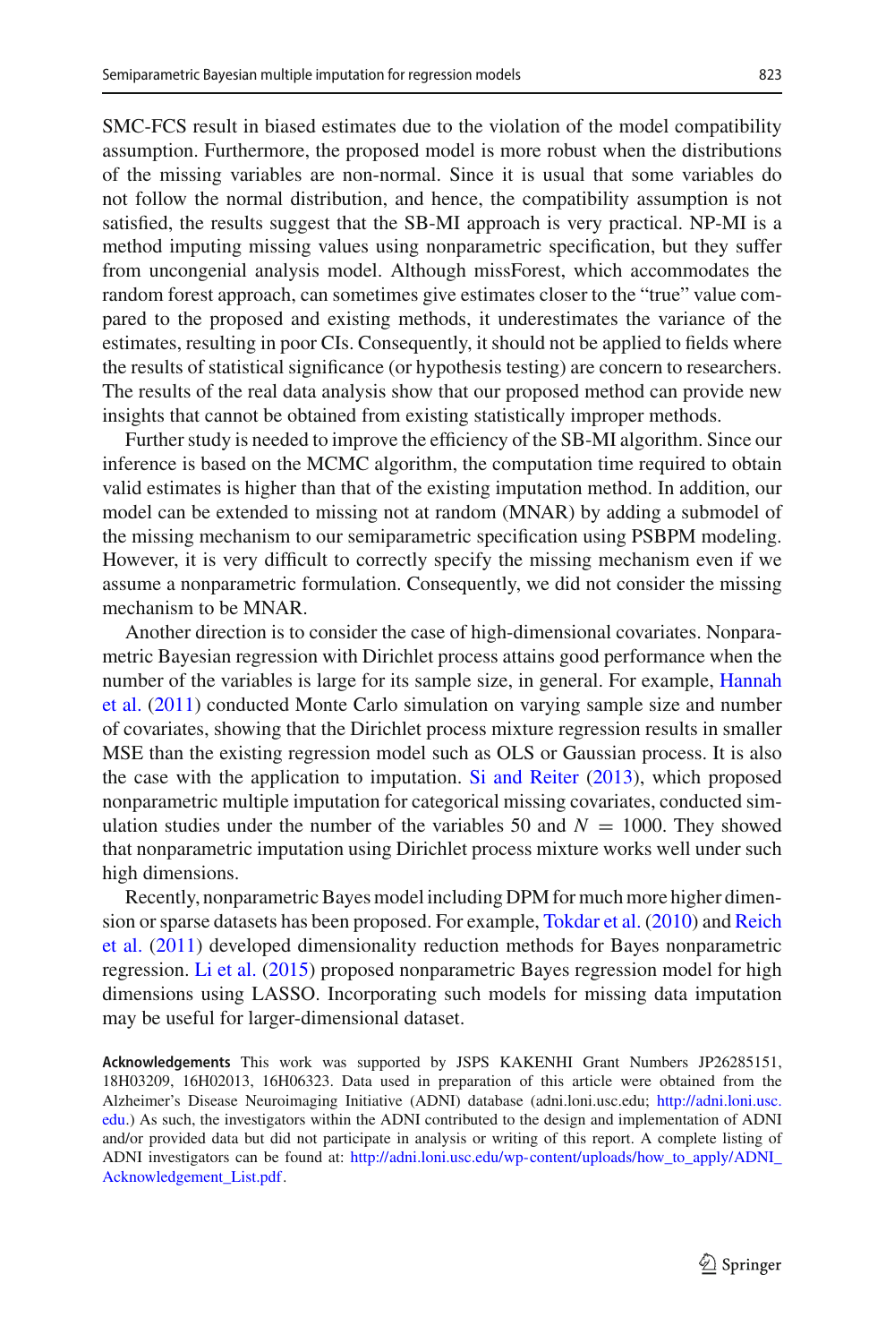SMC-FCS result in biased estimates due to the violation of the model compatibility assumption. Furthermore, the proposed model is more robust when the distributions of the missing variables are non-normal. Since it is usual that some variables do not follow the normal distribution, and hence, the compatibility assumption is not satisfied, the results suggest that the SB-MI approach is very practical. NP-MI is a method imputing missing values using nonparametric specification, but they suffer from uncongenial analysis model. Although missForest, which accommodates the random forest approach, can sometimes give estimates closer to the "true" value compared to the proposed and existing methods, it underestimates the variance of the estimates, resulting in poor CIs. Consequently, it should not be applied to fields where the results of statistical significance (or hypothesis testing) are concern to researchers. The results of the real data analysis show that our proposed method can provide new insights that cannot be obtained from existing statistically improper methods.

Further study is needed to improve the efficiency of the SB-MI algorithm. Since our inference is based on the MCMC algorithm, the computation time required to obtain valid estimates is higher than that of the existing imputation method. In addition, our model can be extended to missing not at random (MNAR) by adding a submodel of the missing mechanism to our semiparametric specification using PSBPM modeling. However, it is very difficult to correctly specify the missing mechanism even if we assume a nonparametric formulation. Consequently, we did not consider the missing mechanism to be MNAR.

Another direction is to consider the case of high-dimensional covariates. Nonparametric Bayesian regression with Dirichlet process attains good performance when the number of the variables is large for its sample size, in general. For example, Hannah et al. (2011) conducted Monte Carlo simulation on varying sample size and number of covariates, showing that the Dirichlet process mixture regression results in smaller MSE than the existing regression model such as OLS or Gaussian process. It is also the case with the application to imputation. Si and Reiter (2013), which proposed nonparametric multiple imputation for categorical missing covariates, conducted simulation studies under the number of the variables 50 and $N = 1000$. They showed that nonparametric imputation using Dirichlet process mixture works well under such high dimensions.

Recently, nonparametric Bayes model including DPM for much more higher dimension or sparse datasets has been proposed. For example, Tokdar et al. (2010) and Reich et al. (2011) developed dimensionality reduction methods for Bayes nonparametric regression. Li et al. (2015) proposed nonparametric Bayes regression model for high dimensions using LASSO. Incorporating such models for missing data imputation may be useful for larger-dimensional dataset.

**Acknowledgements** This work was supported by JSPS KAKENHI Grant Numbers JP26285151, 18H03209, 16H02013, 16H06323. Data used in preparation of this article were obtained from the Alzheimer's Disease Neuroimaging Initiative (ADNI) database (adni.loni.usc.edu; http://adni.loni.usc.edu.) As such, the investigators within the ADNI contributed to the design and implementation of ADNI and/or provided data but did not participate in analysis or writing of this report. A complete listing of ADNI investigators can be found at: http://adni.loni.usc.edu/wp-content/uploads/how_to_apply/ADNI_Acknowledgement_List.pdf.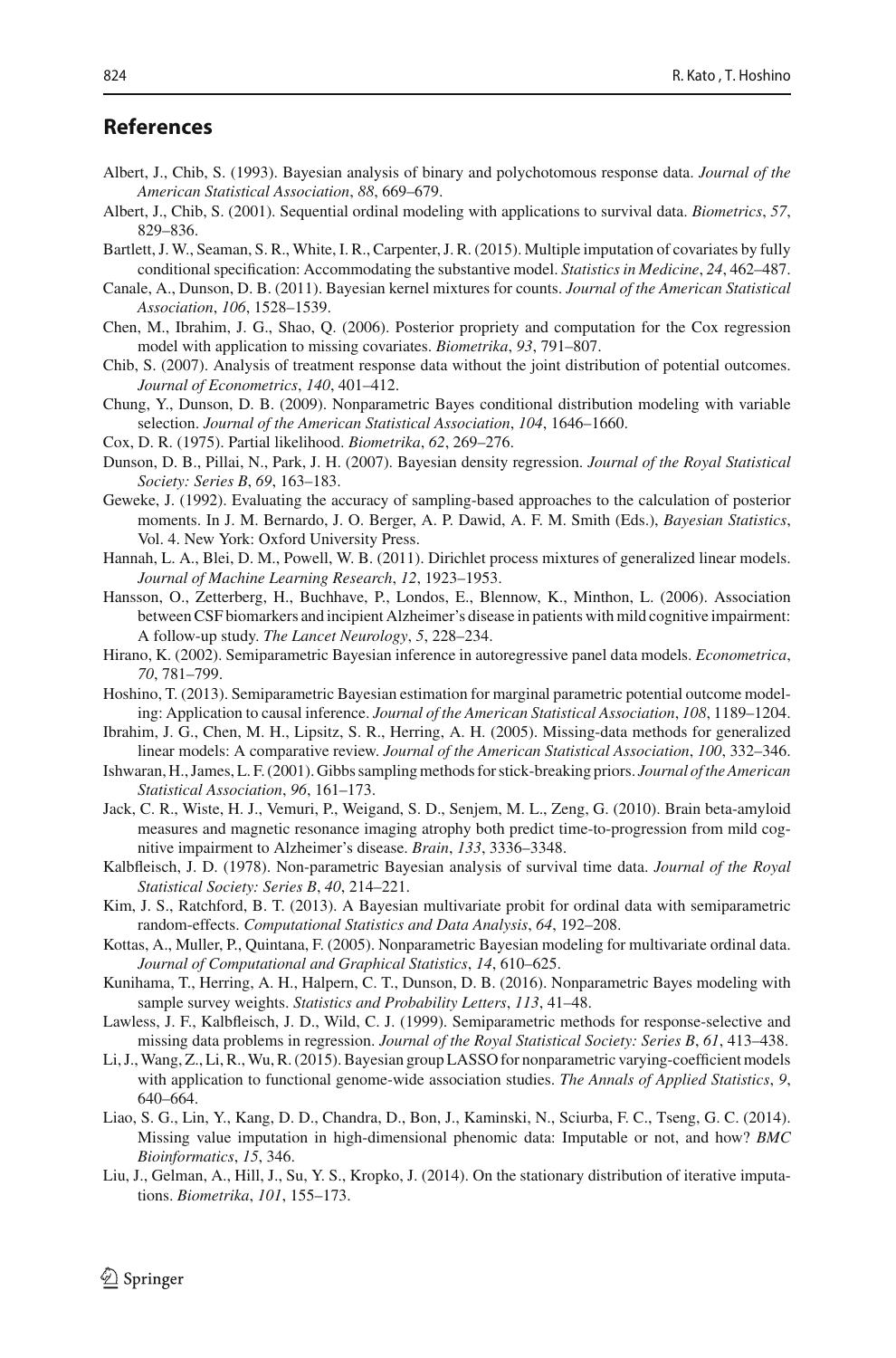## References

Albert, J., Chib, S. (1993). Bayesian analysis of binary and polychotomous response data. *Journal of the American Statistical Association*, *88*, 669–679.

Albert, J., Chib, S. (2001). Sequential ordinal modeling with applications to survival data. *Biometrics*, *57*, 829–836.

Bartlett, J. W., Seaman, S. R., White, I. R., Carpenter, J. R. (2015). Multiple imputation of covariates by fully conditional specification: Accommodating the substantive model. *Statistics in Medicine*, *24*, 462–487.

Canale, A., Dunson, D. B. (2011). Bayesian kernel mixtures for counts. *Journal of the American Statistical Association*, *106*, 1528–1539.

Chen, M., Ibrahim, J. G., Shao, Q. (2006). Posterior propriety and computation for the Cox regression model with application to missing covariates. *Biometrika*, *93*, 791–807.

Chib, S. (2007). Analysis of treatment response data without the joint distribution of potential outcomes. *Journal of Econometrics*, *140*, 401–412.

Chung, Y., Dunson, D. B. (2009). Nonparametric Bayes conditional distribution modeling with variable selection. *Journal of the American Statistical Association*, *104*, 1646–1660.

Cox, D. R. (1975). Partial likelihood. *Biometrika*, *62*, 269–276.

Dunson, D. B., Pillai, N., Park, J. H. (2007). Bayesian density regression. *Journal of the Royal Statistical Society: Series B*, *69*, 163–183.

Geweke, J. (1992). Evaluating the accuracy of sampling-based approaches to the calculation of posterior moments. In J. M. Bernardo, J. O. Berger, A. P. Dawid, A. F. M. Smith (Eds.), *Bayesian Statistics*, Vol. 4. New York: Oxford University Press.

Hannah, L. A., Blei, D. M., Powell, W. B. (2011). Dirichlet process mixtures of generalized linear models. *Journal of Machine Learning Research*, *12*, 1923–1953.

Hansson, O., Zetterberg, H., Buchhave, P., Londos, E., Blennow, K., Minthon, L. (2006). Association between CSF biomarkers and incipient Alzheimer's disease in patients with mild cognitive impairment: A follow-up study. *The Lancet Neurology*, *5*, 228–234.

Hirano, K. (2002). Semiparametric Bayesian inference in autoregressive panel data models. *Econometrica*, *70*, 781–799.

Hoshino, T. (2013). Semiparametric Bayesian estimation for marginal parametric potential outcome modeling: Application to causal inference. *Journal of the American Statistical Association*, *108*, 1189–1204.

Ibrahim, J. G., Chen, M. H., Lipsitz, S. R., Herring, A. H. (2005). Missing-data methods for generalized linear models: A comparative review. *Journal of the American Statistical Association*, *100*, 332–346.

Ishwaran, H., James, L. F. (2001). Gibbs sampling methods for stick-breaking priors. *Journal of the American Statistical Association*, *96*, 161–173.

Jack, C. R., Wiste, H. J., Vemuri, P., Weigand, S. D., Senjem, M. L., Zeng, G. (2010). Brain beta-amyloid measures and magnetic resonance imaging atrophy both predict time-to-progression from mild cognitive impairment to Alzheimer's disease. *Brain*, *133*, 3336–3348.

Kalbfleisch, J. D. (1978). Non-parametric Bayesian analysis of survival time data. *Journal of the Royal Statistical Society: Series B*, *40*, 214–221.

Kim, J. S., Ratchford, B. T. (2013). A Bayesian multivariate probit for ordinal data with semiparametric random-effects. *Computational Statistics and Data Analysis*, *64*, 192–208.

Kottas, A., Muller, P., Quintana, F. (2005). Nonparametric Bayesian modeling for multivariate ordinal data. *Journal of Computational and Graphical Statistics*, *14*, 610–625.

Kunihama, T., Herring, A. H., Halpern, C. T., Dunson, D. B. (2016). Nonparametric Bayes modeling with sample survey weights. *Statistics and Probability Letters*, *113*, 41–48.

Lawless, J. F., Kalbfleisch, J. D., Wild, C. J. (1999). Semiparametric methods for response-selective and missing data problems in regression. *Journal of the Royal Statistical Society: Series B*, *61*, 413–438.

Li, J., Wang, Z., Li, R., Wu, R. (2015). Bayesian group LASSO for nonparametric varying-coefficient models with application to functional genome-wide association studies. *The Annals of Applied Statistics*, *9*, 640–664.

Liao, S. G., Lin, Y., Kang, D. D., Chandra, D., Bon, J., Kaminski, N., Sciurba, F. C., Tseng, G. C. (2014). Missing value imputation in high-dimensional phenomic data: Imputable or not, and how? *BMC Bioinformatics*, *15*, 346.

Liu, J., Gelman, A., Hill, J., Su, Y. S., Kropko, J. (2014). On the stationary distribution of iterative imputations. *Biometrika*, *101*, 155–173.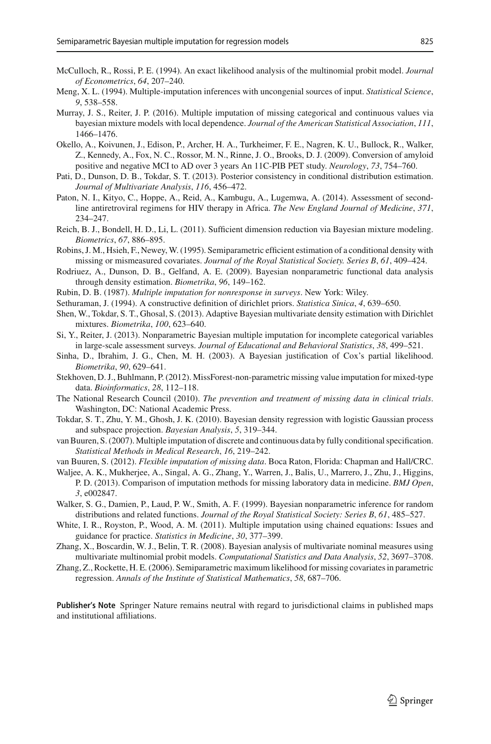McCulloch, R., Rossi, P. E. (1994). An exact likelihood analysis of the multinomial probit model. *Journal of Econometrics*, *64*, 207–240.

Meng, X. L. (1994). Multiple-imputation inferences with uncongenial sources of input. *Statistical Science*, *9*, 538–558.

Murray, J. S., Reiter, J. P. (2016). Multiple imputation of missing categorical and continuous values via bayesian mixture models with local dependence. *Journal of the American Statistical Association*, *111*, 1466–1476.

Okello, A., Koivunen, J., Edison, P., Archer, H. A., Turkheimer, F. E., Nagren, K. U., Bullock, R., Walker, Z., Kennedy, A., Fox, N. C., Rossor, M. N., Rinne, J. O., Brooks, D. J. (2009). Conversion of amyloid positive and negative MCI to AD over 3 years An 11C-PIB PET study. *Neurology*, *73*, 754–760.

Pati, D., Dunson, D. B., Tokdar, S. T. (2013). Posterior consistency in conditional distribution estimation. *Journal of Multivariate Analysis*, *116*, 456–472.

Paton, N. I., Kityo, C., Hoppe, A., Reid, A., Kambugu, A., Lugemwa, A. (2014). Assessment of second-line antiretroviral regimens for HIV therapy in Africa. *The New England Journal of Medicine*, *371*, 234–247.

Reich, B. J., Bondell, H. D., Li, L. (2011). Sufficient dimension reduction via Bayesian mixture modeling. *Biometrics*, *67*, 886–895.

Robins, J. M., Hsieh, F., Newey, W. (1995). Semiparametric efficient estimation of a conditional density with missing or mismeasured covariates. *Journal of the Royal Statistical Society. Series B*, *61*, 409–424.

Rodriuez, A., Dunson, D. B., Gelfand, A. E. (2009). Bayesian nonparametric functional data analysis through density estimation. *Biometrika*, *96*, 149–162.

Rubin, D. B. (1987). *Multiple imputation for nonresponse in surveys*. New York: Wiley.

Sethuraman, J. (1994). A constructive definition of dirichlet priors. *Statistica Sinica*, *4*, 639–650.

Shen, W., Tokdar, S. T., Ghosal, S. (2013). Adaptive Bayesian multivariate density estimation with Dirichlet mixtures. *Biometrika*, *100*, 623–640.

Si, Y., Reiter, J. (2013). Nonparametric Bayesian multiple imputation for incomplete categorical variables in large-scale assessment surveys. *Journal of Educational and Behavioral Statistics*, *38*, 499–521.

Sinha, D., Ibrahim, J. G., Chen, M. H. (2003). A Bayesian justification of Cox's partial likelihood. *Biometrika*, *90*, 629–641.

Stekhoven, D. J., Buhlmann, P. (2012). MissForest-non-parametric missing value imputation for mixed-type data. *Bioinformatics*, *28*, 112–118.

The National Research Council (2010). *The prevention and treatment of missing data in clinical trials*. Washington, DC: National Academic Press.

Tokdar, S. T., Zhu, Y. M., Ghosh, J. K. (2010). Bayesian density regression with logistic Gaussian process and subspace projection. *Bayesian Analysis*, *5*, 319–344.

van Buuren, S. (2007). Multiple imputation of discrete and continuous data by fully conditional specification. *Statistical Methods in Medical Research*, *16*, 219–242.

van Buuren, S. (2012). *Flexible imputation of missing data*. Boca Raton, Florida: Chapman and Hall/CRC.

Waljee, A. K., Mukherjee, A., Singal, A. G., Zhang, Y., Warren, J., Balis, U., Marrero, J., Zhu, J., Higgins, P. D. (2013). Comparison of imputation methods for missing laboratory data in medicine. *BMJ Open*, *3*, e002847.

Walker, S. G., Damien, P., Laud, P. W., Smith, A. F. (1999). Bayesian nonparametric inference for random distributions and related functions. *Journal of the Royal Statistical Society: Series B*, *61*, 485–527.

White, I. R., Royston, P., Wood, A. M. (2011). Multiple imputation using chained equations: Issues and guidance for practice. *Statistics in Medicine*, *30*, 377–399.

Zhang, X., Boscardin, W. J., Belin, T. R. (2008). Bayesian analysis of multivariate nominal measures using multivariate multinomial probit models. *Computational Statistics and Data Analysis*, *52*, 3697–3708.

Zhang, Z., Rockette, H. E. (2006). Semiparametric maximum likelihood for missing covariates in parametric regression. *Annals of the Institute of Statistical Mathematics*, *58*, 687–706.

**Publisher's Note** Springer Nature remains neutral with regard to jurisdictional claims in published maps and institutional affiliations.